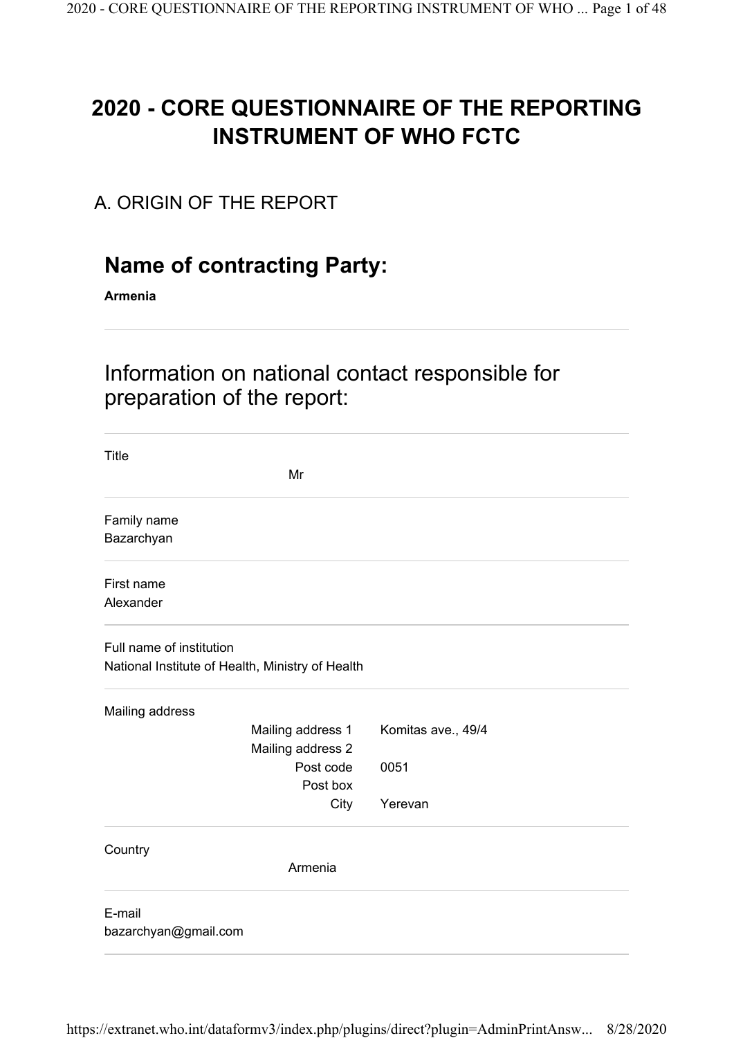# 2020 - CORE QUESTIONNAIRE OF THE REPORTING INSTRUMENT OF WHO FCTC

## A. ORIGIN OF THE REPORT

## Name of contracting Party:

**Armenia**

## Information on national contact responsible for preparation of the report:

Title

Mr

Family name

Bazarchyan

First name

Alexander

Full name of institution

National Institute of Health, Ministry of Health

Mailing address

| | |
|---|---|
| Mailing address 1 | Komitas ave., 49/4 |
| Mailing address 2 | |
| Post code | 0051 |
| Post box | |
| City | Yerevan |

Country

Armenia

E-mail

bazarchyan@gmail.com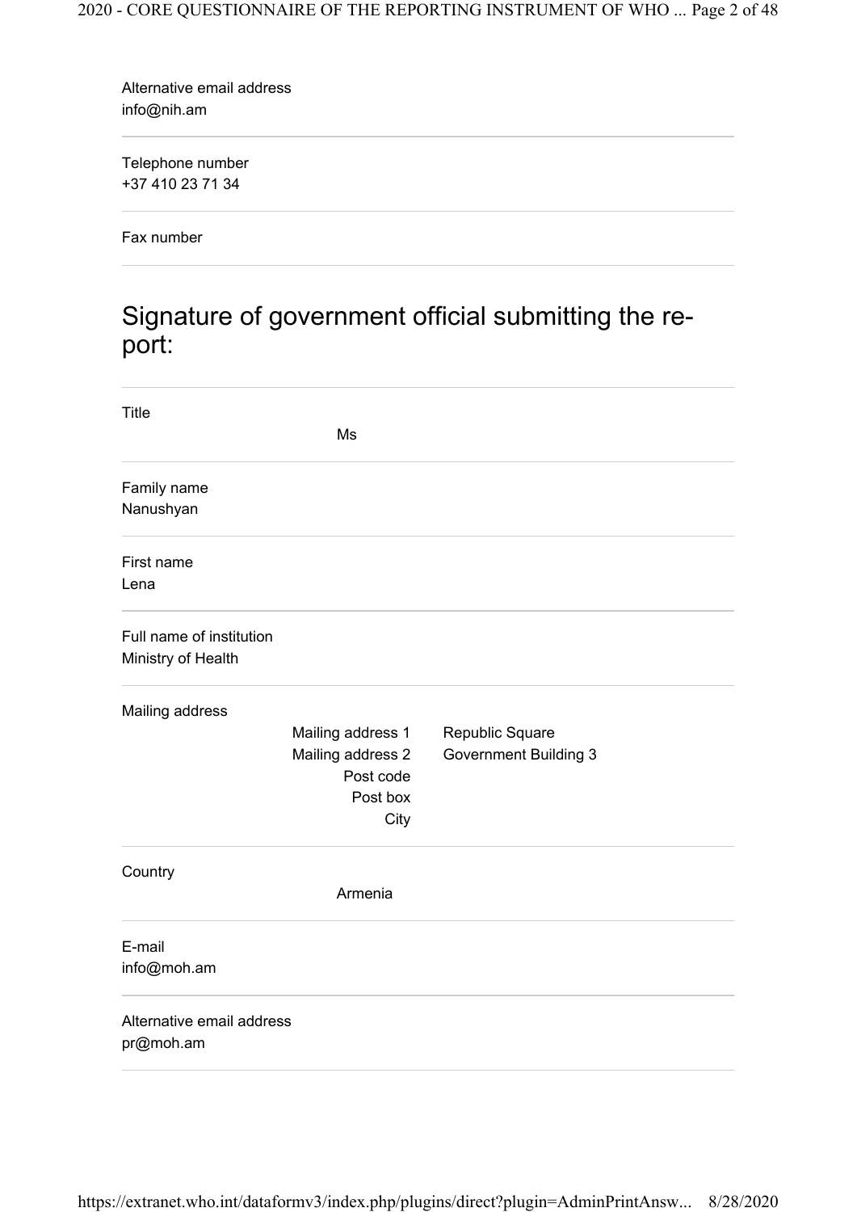Alternative email address
info@nih.am

Telephone number
+37 410 23 71 34

Fax number

## Signature of government official submitting the report:

Title
Ms

Family name
Nanushyan

First name
Lena

Full name of institution
Ministry of Health

Mailing address

| | |
|---|---|
| Mailing address 1 | Republic Square |
| Mailing address 2 | Government Building 3 |
| Post code | |
| Post box | |
| City | |

Country
Armenia

E-mail
info@moh.am

Alternative email address
pr@moh.am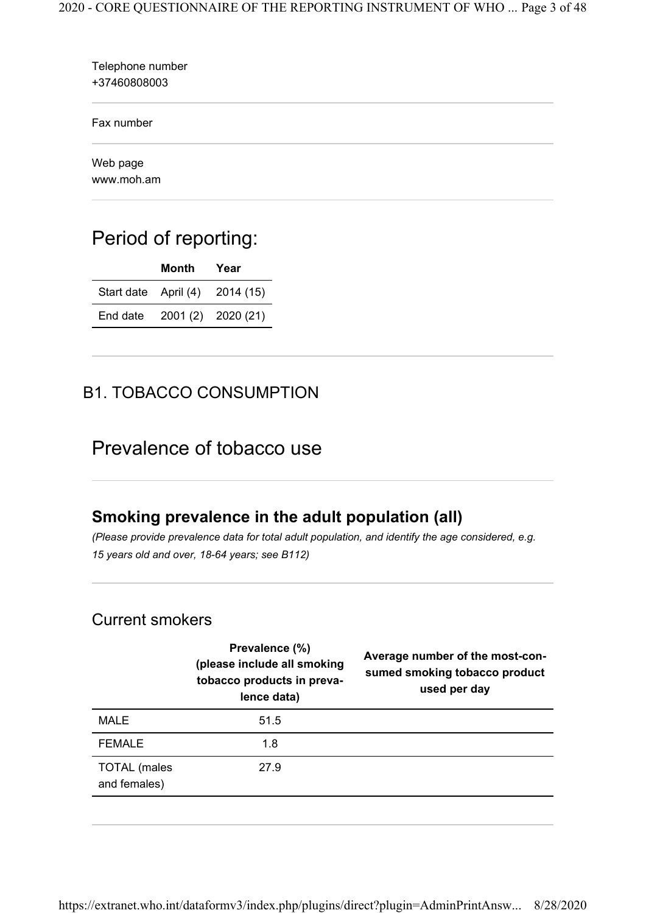Telephone number
+37460808003

Fax number

Web page
www.moh.am

# Period of reporting:

| | Month | Year |
|---|---|---|
| Start date | April (4) | 2014 (15) |
| End date | 2001 (2) | 2020 (21) |

## B1. TOBACCO CONSUMPTION

# Prevalence of tobacco use

### Smoking prevalence in the adult population (all)

*(Please provide prevalence data for total adult population, and identify the age considered, e.g. 15 years old and over, 18-64 years; see B112)*

## Current smokers

| | Prevalence (%) (please include all smoking tobacco products in prevalence data) | Average number of the most-consumed smoking tobacco product used per day |
|---|---|---|
| MALE | 51.5 | |
| FEMALE | 1.8 | |
| TOTAL (males and females) | 27.9 | |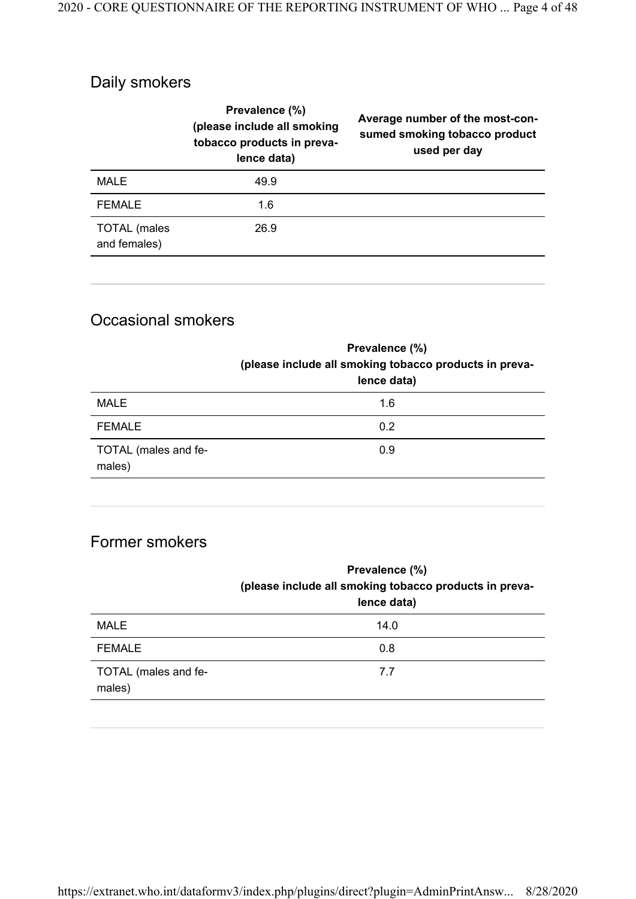## Daily smokers

| | Prevalence (%) (please include all smoking tobacco products in prevalence data) | Average number of the most-consumed smoking tobacco product used per day |
|---|---|---|
| MALE | 49.9 | |
| FEMALE | 1.6 | |
| TOTAL (males and females) | 26.9 | |

## Occasional smokers

| | Prevalence (%) (please include all smoking tobacco products in prevalence data) |
|---|---|
| MALE | 1.6 |
| FEMALE | 0.2 |
| TOTAL (males and females) | 0.9 |

## Former smokers

| | Prevalence (%) (please include all smoking tobacco products in prevalence data) |
|---|---|
| MALE | 14.0 |
| FEMALE | 0.8 |
| TOTAL (males and females) | 7.7 |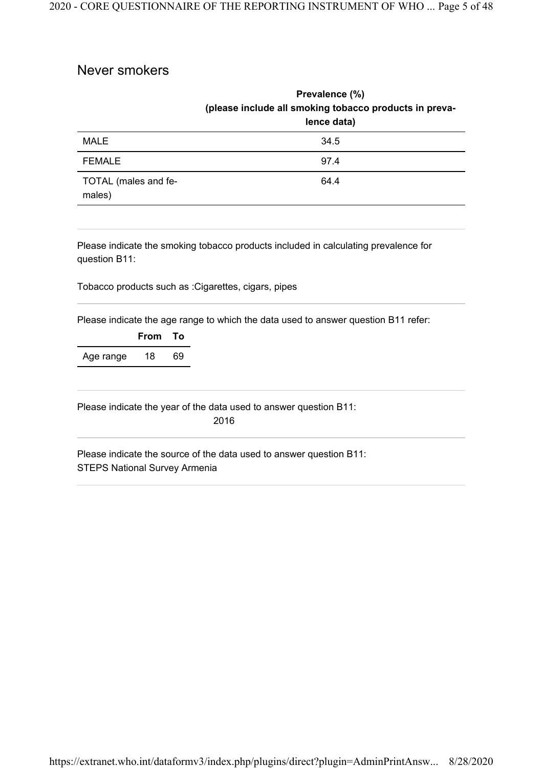## Never smokers

| | Prevalence (%) (please include all smoking tobacco products in prevalence data) |
|---|---|
| MALE | 34.5 |
| FEMALE | 97.4 |
| TOTAL (males and females) | 64.4 |

Please indicate the smoking tobacco products included in calculating prevalence for question B11:

Tobacco products such as :Cigarettes, cigars, pipes

Please indicate the age range to which the data used to answer question B11 refer:

| | From | To |
|---|---|---|
| Age range | 18 | 69 |

Please indicate the year of the data used to answer question B11:

2016

Please indicate the source of the data used to answer question B11:

STEPS National Survey Armenia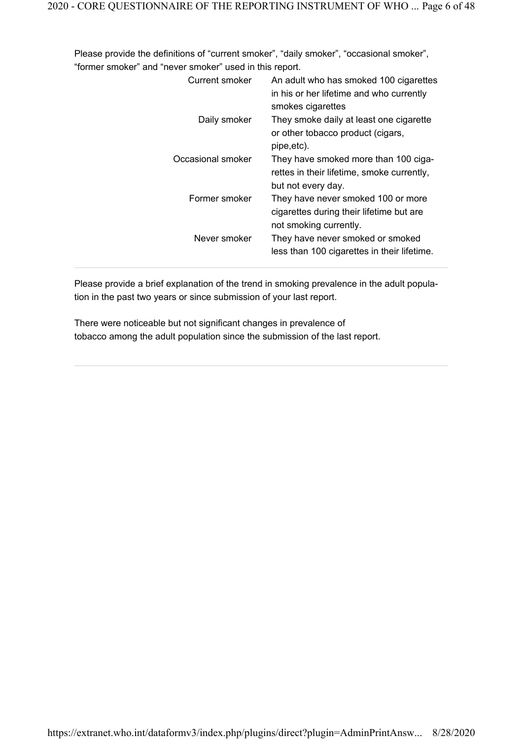Please provide the definitions of "current smoker", "daily smoker", "occasional smoker", "former smoker" and "never smoker" used in this report.

| | |
|---|---|
| Current smoker | An adult who has smoked 100 cigarettes in his or her lifetime and who currently smokes cigarettes |
| Daily smoker | They smoke daily at least one cigarette or other tobacco product (cigars, pipe,etc). |
| Occasional smoker | They have smoked more than 100 cigarettes in their lifetime, smoke currently, but not every day. |
| Former smoker | They have never smoked 100 or more cigarettes during their lifetime but are not smoking currently. |
| Never smoker | They have never smoked or smoked less than 100 cigarettes in their lifetime. |

---

Please provide a brief explanation of the trend in smoking prevalence in the adult population in the past two years or since submission of your last report.

There were noticeable but not significant changes in prevalence of tobacco among the adult population since the submission of the last report.

---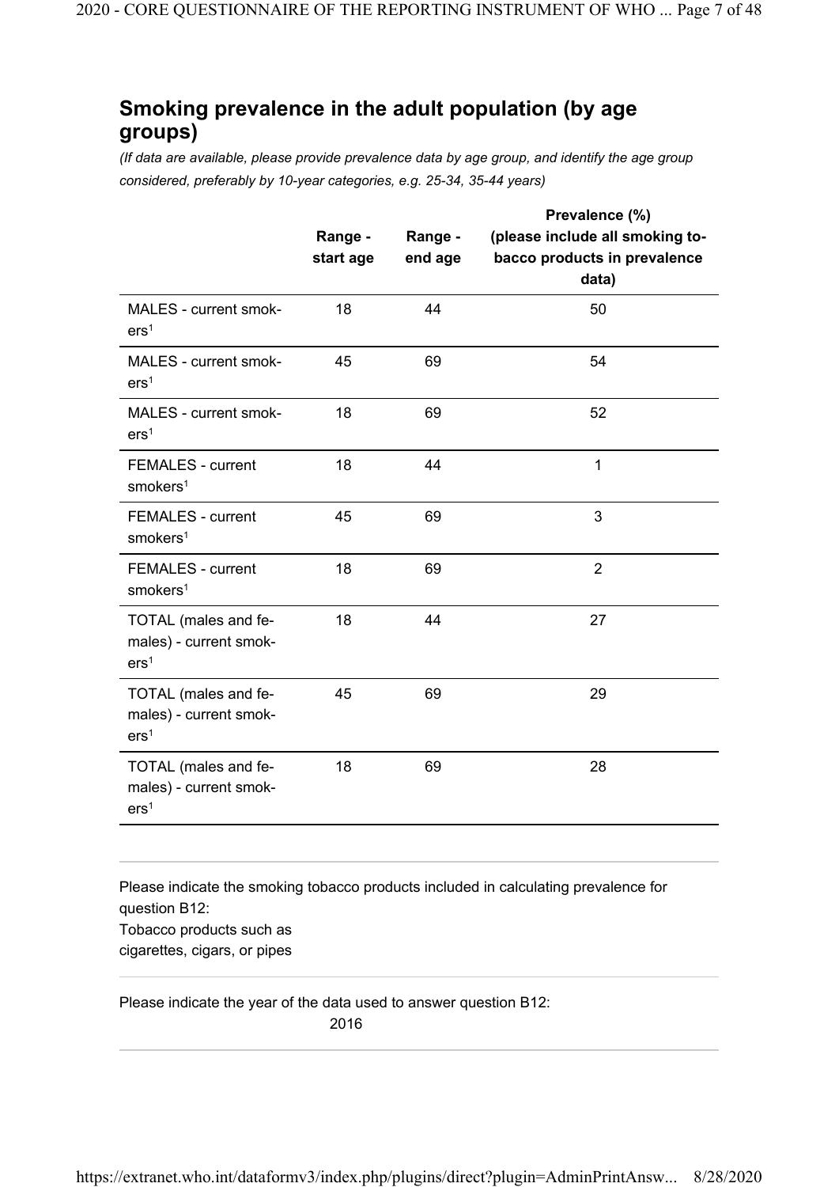## Smoking prevalence in the adult population (by age groups)

*(If data are available, please provide prevalence data by age group, and identify the age group considered, preferably by 10-year categories, e.g. 25-34, 35-44 years)*

| | Range - start age | Range - end age | Prevalence (%) (please include all smoking tobacco products in prevalence data) |
|---|---|---|---|
| MALES - current smokers[1] | 18 | 44 | 50 |
| MALES - current smokers[1] | 45 | 69 | 54 |
| MALES - current smokers[1] | 18 | 69 | 52 |
| FEMALES - current smokers[1] | 18 | 44 | 1 |
| FEMALES - current smokers[1] | 45 | 69 | 3 |
| FEMALES - current smokers[1] | 18 | 69 | 2 |
| TOTAL (males and females) - current smokers[1] | 18 | 44 | 27 |
| TOTAL (males and females) - current smokers[1] | 45 | 69 | 29 |
| TOTAL (males and females) - current smokers[1] | 18 | 69 | 28 |

Please indicate the smoking tobacco products included in calculating prevalence for question B12:

Tobacco products such as cigarettes, cigars, or pipes

Please indicate the year of the data used to answer question B12:

2016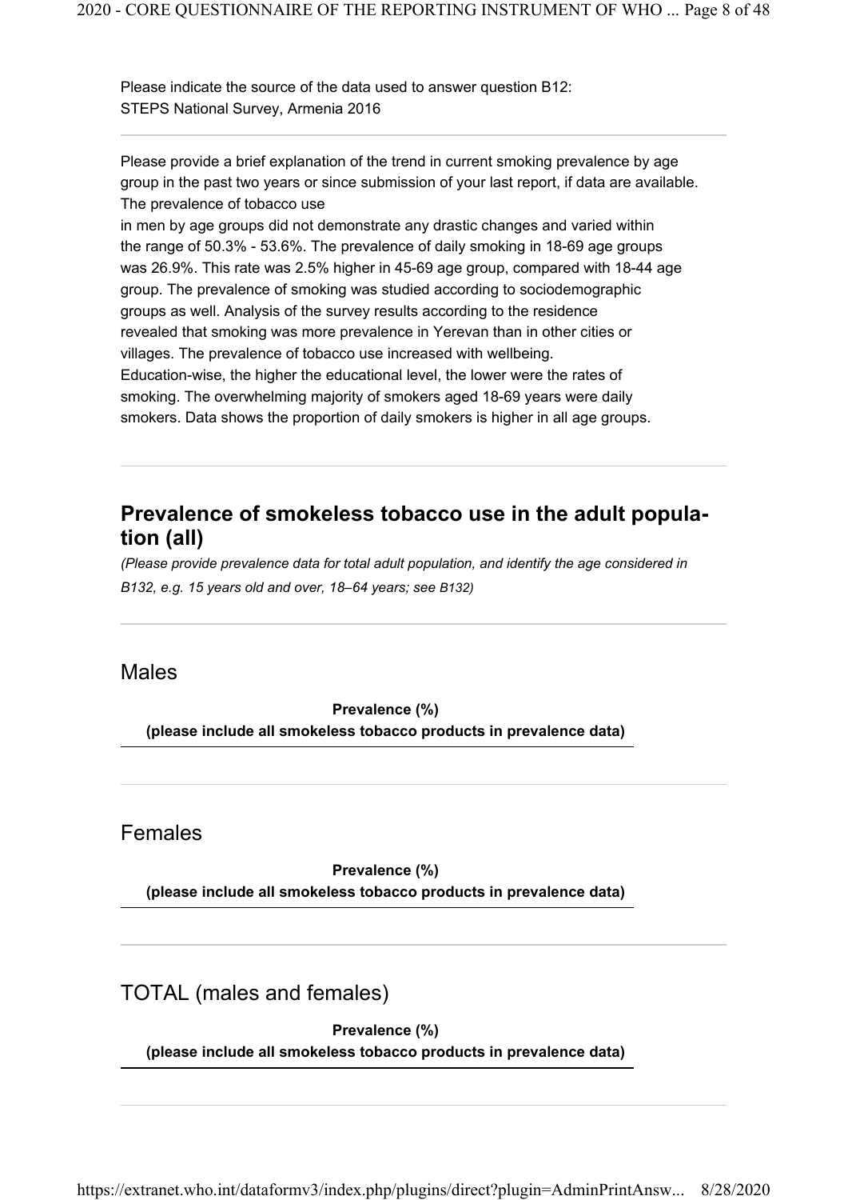Please indicate the source of the data used to answer question B12:
STEPS National Survey, Armenia 2016

---

Please provide a brief explanation of the trend in current smoking prevalence by age group in the past two years or since submission of your last report, if data are available.
The prevalence of tobacco use
in men by age groups did not demonstrate any drastic changes and varied within the range of 50.3% - 53.6%. The prevalence of daily smoking in 18-69 age groups was 26.9%. This rate was 2.5% higher in 45-69 age group, compared with 18-44 age group. The prevalence of smoking was studied according to sociodemographic groups as well. Analysis of the survey results according to the residence revealed that smoking was more prevalence in Yerevan than in other cities or villages. The prevalence of tobacco use increased with wellbeing.
Education-wise, the higher the educational level, the lower were the rates of smoking. The overwhelming majority of smokers aged 18-69 years were daily smokers. Data shows the proportion of daily smokers is higher in all age groups.

---

## Prevalence of smokeless tobacco use in the adult population (all)

*(Please provide prevalence data for total adult population, and identify the age considered in B132, e.g. 15 years old and over, 18–64 years; see B132)*

---

### Males

**Prevalence (%)**
**(please include all smokeless tobacco products in prevalence data)**

---

### Females

**Prevalence (%)**
**(please include all smokeless tobacco products in prevalence data)**

---

### TOTAL (males and females)

**Prevalence (%)**
**(please include all smokeless tobacco products in prevalence data)**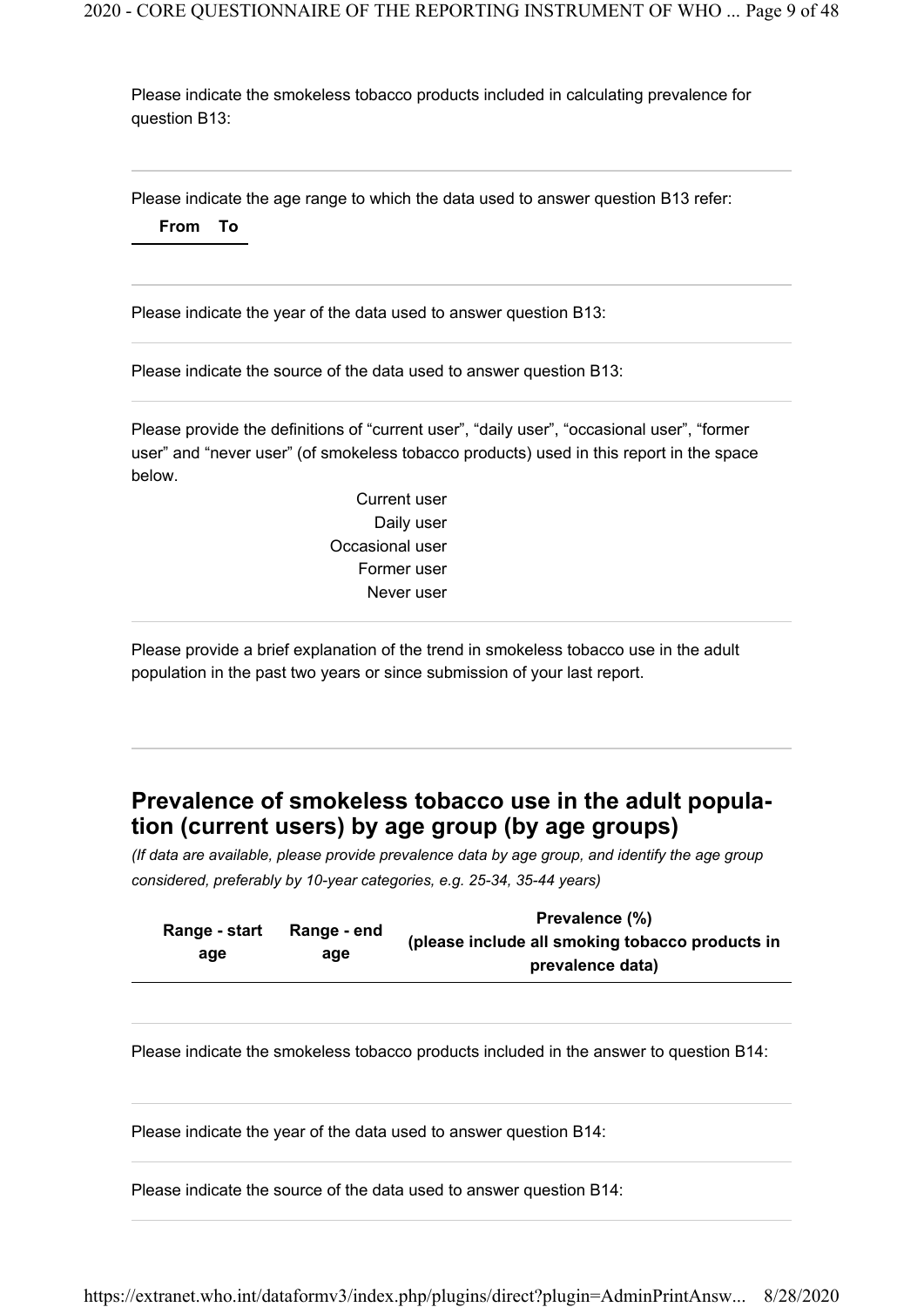Please indicate the smokeless tobacco products included in calculating prevalence for question B13:

Please indicate the age range to which the data used to answer question B13 refer:

| From | To |
|---|---|

Please indicate the year of the data used to answer question B13:

Please indicate the source of the data used to answer question B13:

Please provide the definitions of “current user”, “daily user”, “occasional user”, “former user” and “never user” (of smokeless tobacco products) used in this report in the space below.

Current user
Daily user
Occasional user
Former user
Never user

Please provide a brief explanation of the trend in smokeless tobacco use in the adult population in the past two years or since submission of your last report.

## Prevalence of smokeless tobacco use in the adult population (current users) by age group (by age groups)

*(If data are available, please provide prevalence data by age group, and identify the age group considered, preferably by 10-year categories, e.g. 25-34, 35-44 years)*

| Range - start age | Range - end age | Prevalence (%) (please include all smoking tobacco products in prevalence data) |
|---|---|---|

Please indicate the smokeless tobacco products included in the answer to question B14:

Please indicate the year of the data used to answer question B14:

Please indicate the source of the data used to answer question B14: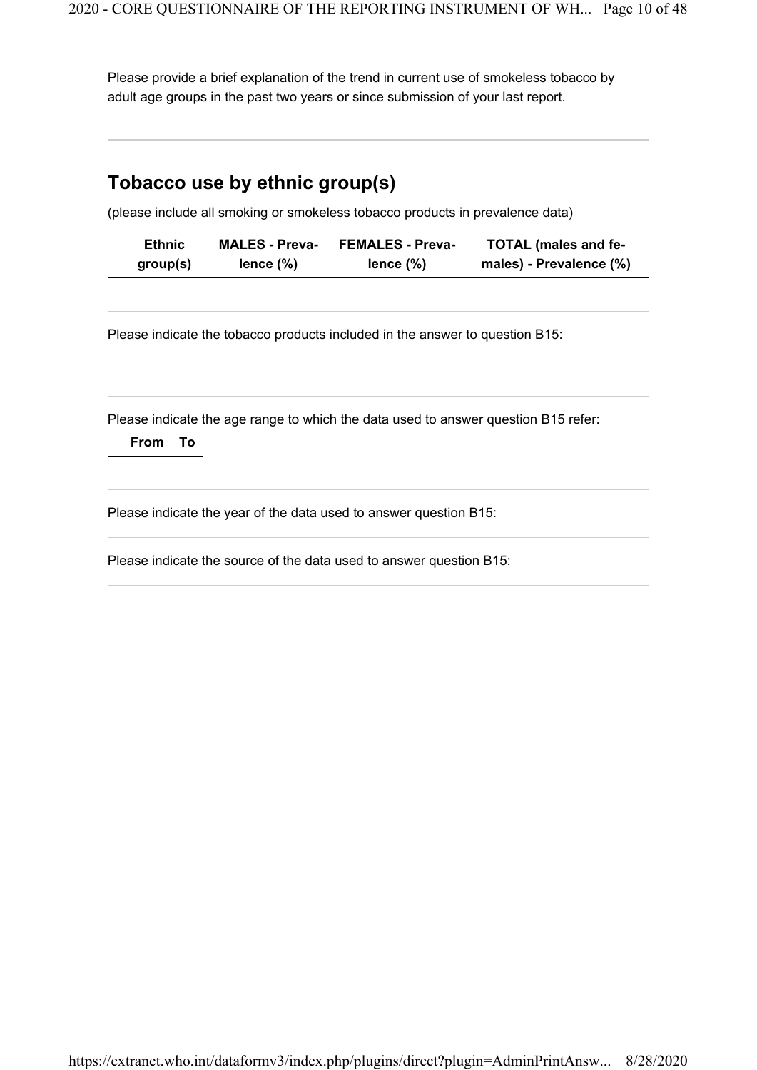Please provide a brief explanation of the trend in current use of smokeless tobacco by adult age groups in the past two years or since submission of your last report.

## Tobacco use by ethnic group(s)

(please include all smoking or smokeless tobacco products in prevalence data)

| Ethnic group(s) | MALES - Prevalence (%) | FEMALES - Prevalence (%) | TOTAL (males and females) - Prevalence (%) |
|---|---|---|---|

Please indicate the tobacco products included in the answer to question B15:

Please indicate the age range to which the data used to answer question B15 refer:

| From | To |
|---|---|

Please indicate the year of the data used to answer question B15:

Please indicate the source of the data used to answer question B15: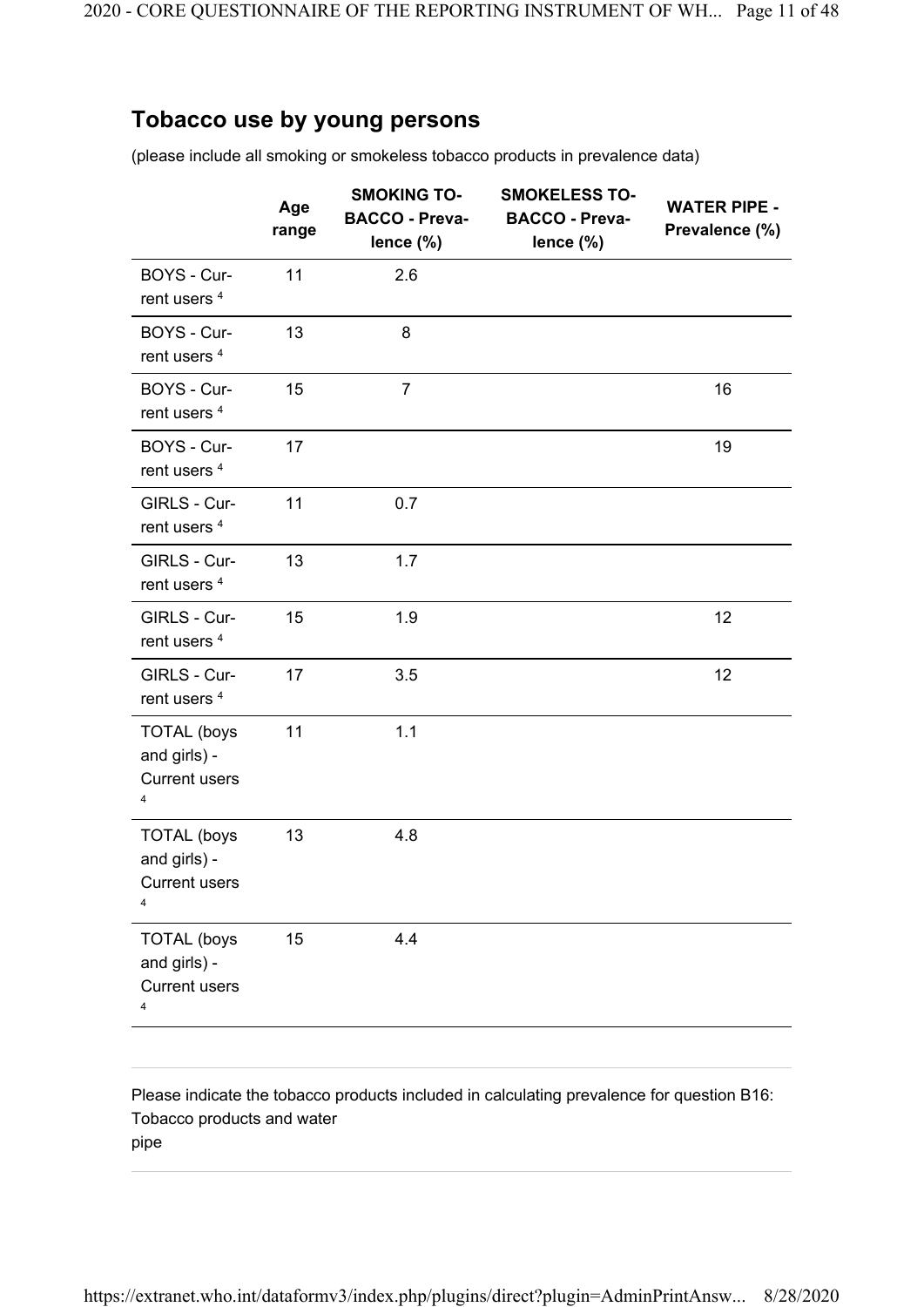## Tobacco use by young persons

(please include all smoking or smokeless tobacco products in prevalence data)

| | Age range | SMOKING TOBACCO - Prevalence (%) | SMOKELESS TOBACCO - Prevalence (%) | WATER PIPE - Prevalence (%) |
|---|---|---|---|---|
| BOYS - Current users [4] | 11 | 2.6 | | |
| BOYS - Current users [4] | 13 | 8 | | |
| BOYS - Current users [4] | 15 | 7 | | 16 |
| BOYS - Current users [4] | 17 | | | 19 |
| GIRLS - Current users [4] | 11 | 0.7 | | |
| GIRLS - Current users [4] | 13 | 1.7 | | |
| GIRLS - Current users [4] | 15 | 1.9 | | 12 |
| GIRLS - Current users [4] | 17 | 3.5 | | 12 |
| TOTAL (boys and girls) - Current users [4] | 11 | 1.1 | | |
| TOTAL (boys and girls) - Current users [4] | 13 | 4.8 | | |
| TOTAL (boys and girls) - Current users [4] | 15 | 4.4 | | |

Please indicate the tobacco products included in calculating prevalence for question B16:
Tobacco products and water
pipe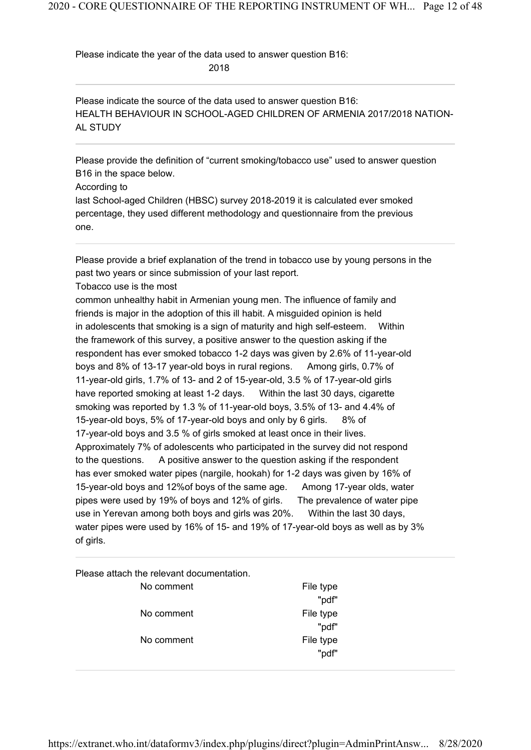Please indicate the year of the data used to answer question B16:

2018

---

Please indicate the source of the data used to answer question B16:

HEALTH BEHAVIOUR IN SCHOOL-AGED CHILDREN OF ARMENIA 2017/2018 NATIONAL STUDY

---

Please provide the definition of "current smoking/tobacco use" used to answer question B16 in the space below.

According to last School-aged Children (HBSC) survey 2018-2019 it is calculated ever smoked percentage, they used different methodology and questionnaire from the previous one.

---

Please provide a brief explanation of the trend in tobacco use by young persons in the past two years or since submission of your last report.

Tobacco use is the most common unhealthy habit in Armenian young men. The influence of family and friends is major in the adoption of this ill habit. A misguided opinion is held in adolescents that smoking is a sign of maturity and high self-esteem. Within the framework of this survey, a positive answer to the question asking if the respondent has ever smoked tobacco 1-2 days was given by 2.6% of 11-year-old boys and 8% of 13-17 year-old boys in rural regions. Among girls, 0.7% of 11-year-old girls, 1.7% of 13- and 2 of 15-year-old, 3.5 % of 17-year-old girls have reported smoking at least 1-2 days. Within the last 30 days, cigarette smoking was reported by 1.3 % of 11-year-old boys, 3.5% of 13- and 4.4% of 15-year-old boys, 5% of 17-year-old boys and only by 6 girls. 8% of 17-year-old boys and 3.5 % of girls smoked at least once in their lives. Approximately 7% of adolescents who participated in the survey did not respond to the questions. A positive answer to the question asking if the respondent has ever smoked water pipes (nargile, hookah) for 1-2 days was given by 16% of 15-year-old boys and 12%of boys of the same age. Among 17-year olds, water pipes were used by 19% of boys and 12% of girls. The prevalence of water pipe use in Yerevan among both boys and girls was 20%. Within the last 30 days, water pipes were used by 16% of 15- and 19% of 17-year-old boys as well as by 3% of girls.

---

Please attach the relevant documentation.

| | |
|---|---|
| No comment | File type "pdf" |
| No comment | File type "pdf" |
| No comment | File type "pdf" |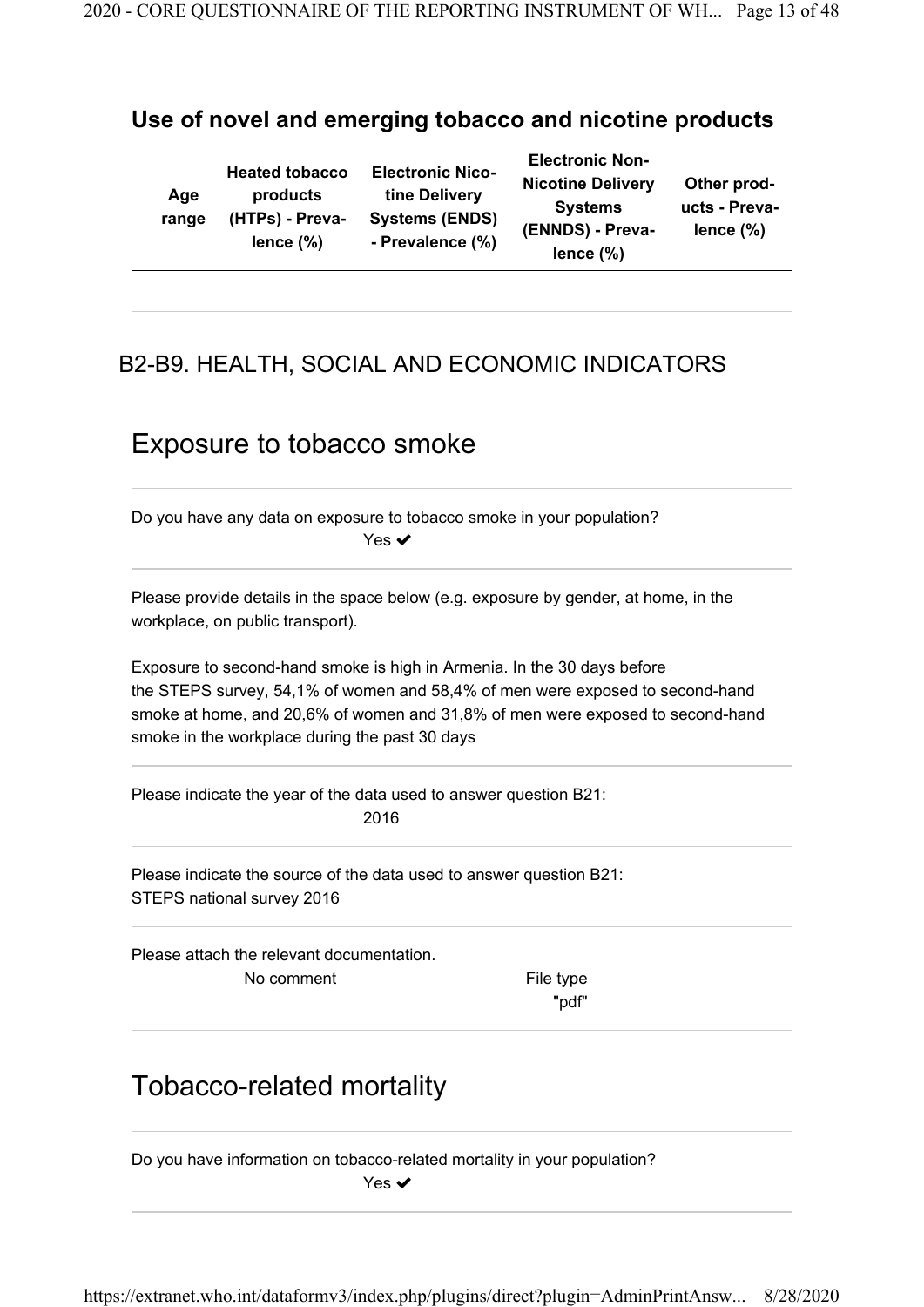## Use of novel and emerging tobacco and nicotine products

| Age range | Heated tobacco products (HTPs) - Prevalence (%) | Electronic Nicotine Delivery Systems (ENDS) - Prevalence (%) | Electronic Non-Nicotine Delivery Systems (ENNDS) - Prevalence (%) | Other products - Prevalence (%) |
|---|---|---|---|---|

# B2-B9. HEALTH, SOCIAL AND ECONOMIC INDICATORS

## Exposure to tobacco smoke

Do you have any data on exposure to tobacco smoke in your population?

Yes ✔

Please provide details in the space below (e.g. exposure by gender, at home, in the workplace, on public transport).

Exposure to second-hand smoke is high in Armenia. In the 30 days before the STEPS survey, 54,1% of women and 58,4% of men were exposed to second-hand smoke at home, and 20,6% of women and 31,8% of men were exposed to second-hand smoke in the workplace during the past 30 days

Please indicate the year of the data used to answer question B21:

2016

Please indicate the source of the data used to answer question B21:

STEPS national survey 2016

Please attach the relevant documentation.

No comment

File type

"pdf"

## Tobacco-related mortality

Do you have information on tobacco-related mortality in your population?

Yes ✔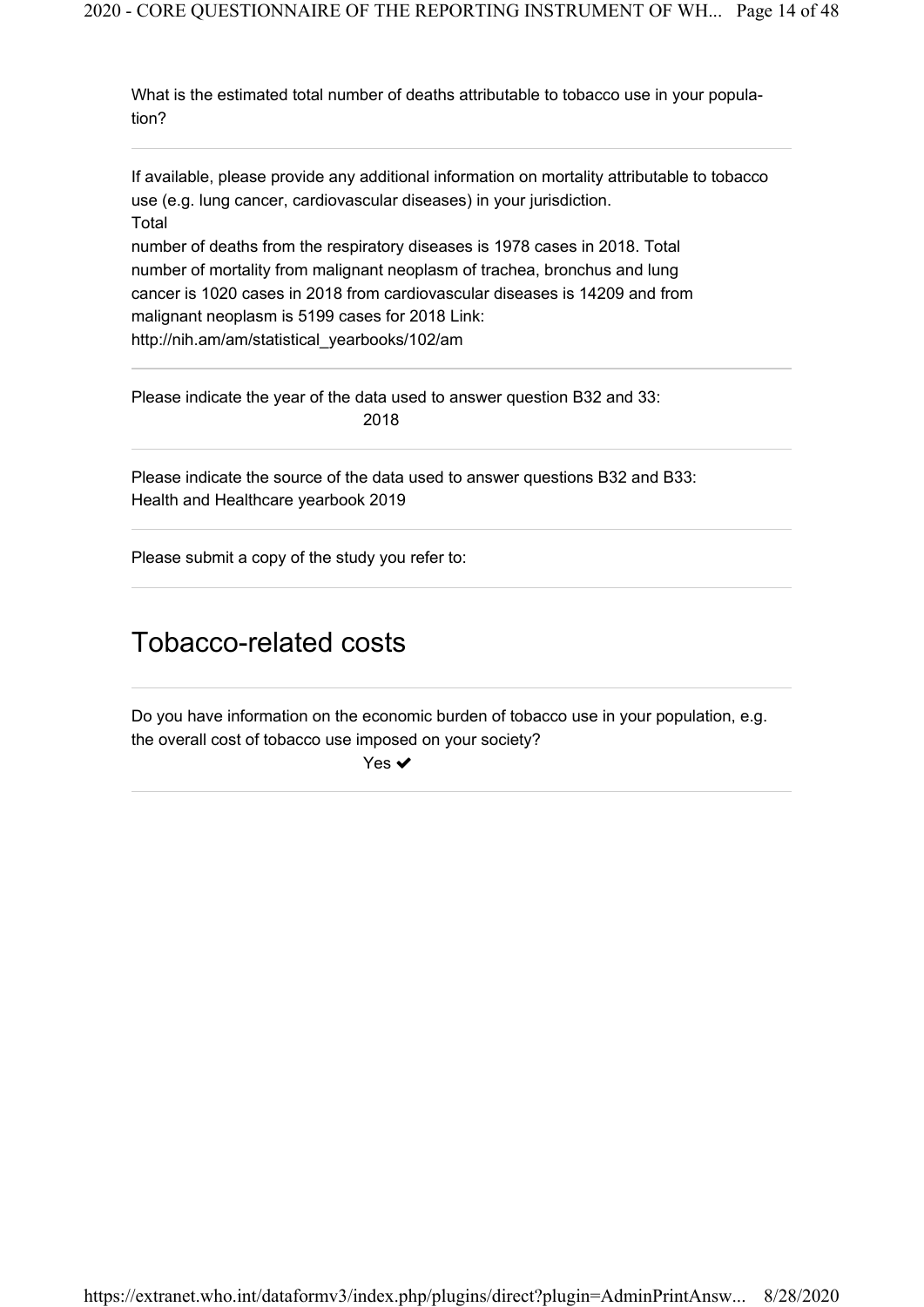What is the estimated total number of deaths attributable to tobacco use in your population?

If available, please provide any additional information on mortality attributable to tobacco use (e.g. lung cancer, cardiovascular diseases) in your jurisdiction.
Total
number of deaths from the respiratory diseases is 1978 cases in 2018. Total
number of mortality from malignant neoplasm of trachea, bronchus and lung
cancer is 1020 cases in 2018 from cardiovascular diseases is 14209 and from
malignant neoplasm is 5199 cases for 2018 Link:
http://nih.am/am/statistical_yearbooks/102/am

Please indicate the year of the data used to answer question B32 and 33:
2018

Please indicate the source of the data used to answer questions B32 and B33:
Health and Healthcare yearbook 2019

Please submit a copy of the study you refer to:

## Tobacco-related costs

Do you have information on the economic burden of tobacco use in your population, e.g. the overall cost of tobacco use imposed on your society?
Yes ✔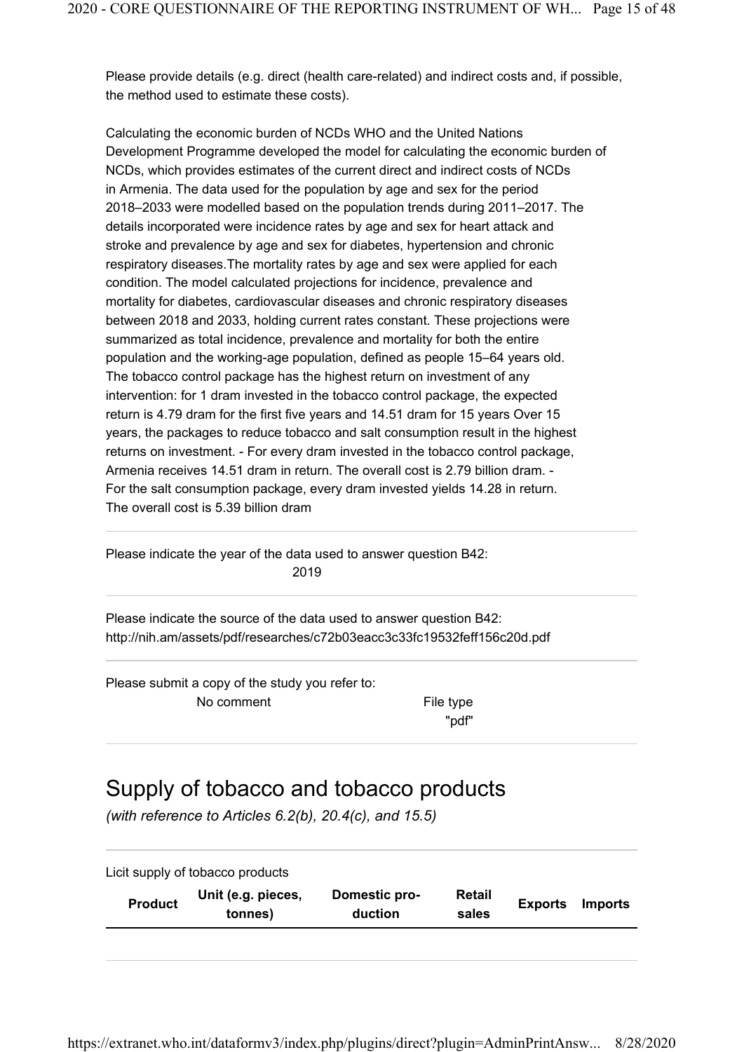Please provide details (e.g. direct (health care-related) and indirect costs and, if possible, the method used to estimate these costs).

Calculating the economic burden of NCDs WHO and the United Nations Development Programme developed the model for calculating the economic burden of NCDs, which provides estimates of the current direct and indirect costs of NCDs in Armenia. The data used for the population by age and sex for the period 2018–2033 were modelled based on the population trends during 2011–2017. The details incorporated were incidence rates by age and sex for heart attack and stroke and prevalence by age and sex for diabetes, hypertension and chronic respiratory diseases.The mortality rates by age and sex were applied for each condition. The model calculated projections for incidence, prevalence and mortality for diabetes, cardiovascular diseases and chronic respiratory diseases between 2018 and 2033, holding current rates constant. These projections were summarized as total incidence, prevalence and mortality for both the entire population and the working-age population, defined as people 15–64 years old. The tobacco control package has the highest return on investment of any intervention: for 1 dram invested in the tobacco control package, the expected return is 4.79 dram for the first five years and 14.51 dram for 15 years Over 15 years, the packages to reduce tobacco and salt consumption result in the highest returns on investment. - For every dram invested in the tobacco control package, Armenia receives 14.51 dram in return. The overall cost is 2.79 billion dram. - For the salt consumption package, every dram invested yields 14.28 in return. The overall cost is 5.39 billion dram

Please indicate the year of the data used to answer question B42:
2019

Please indicate the source of the data used to answer question B42:
http://nih.am/assets/pdf/researches/c72b03eacc3c33fc19532feff156c20d.pdf

Please submit a copy of the study you refer to:

| | |
|---|---|
| No comment | File type "pdf" |

# Supply of tobacco and tobacco products

*(with reference to Articles 6.2(b), 20.4(c), and 15.5)*

Licit supply of tobacco products

| Product | Unit (e.g. pieces, tonnes) | Domestic production | Retail sales | Exports | Imports |
|---|---|---|---|---|---|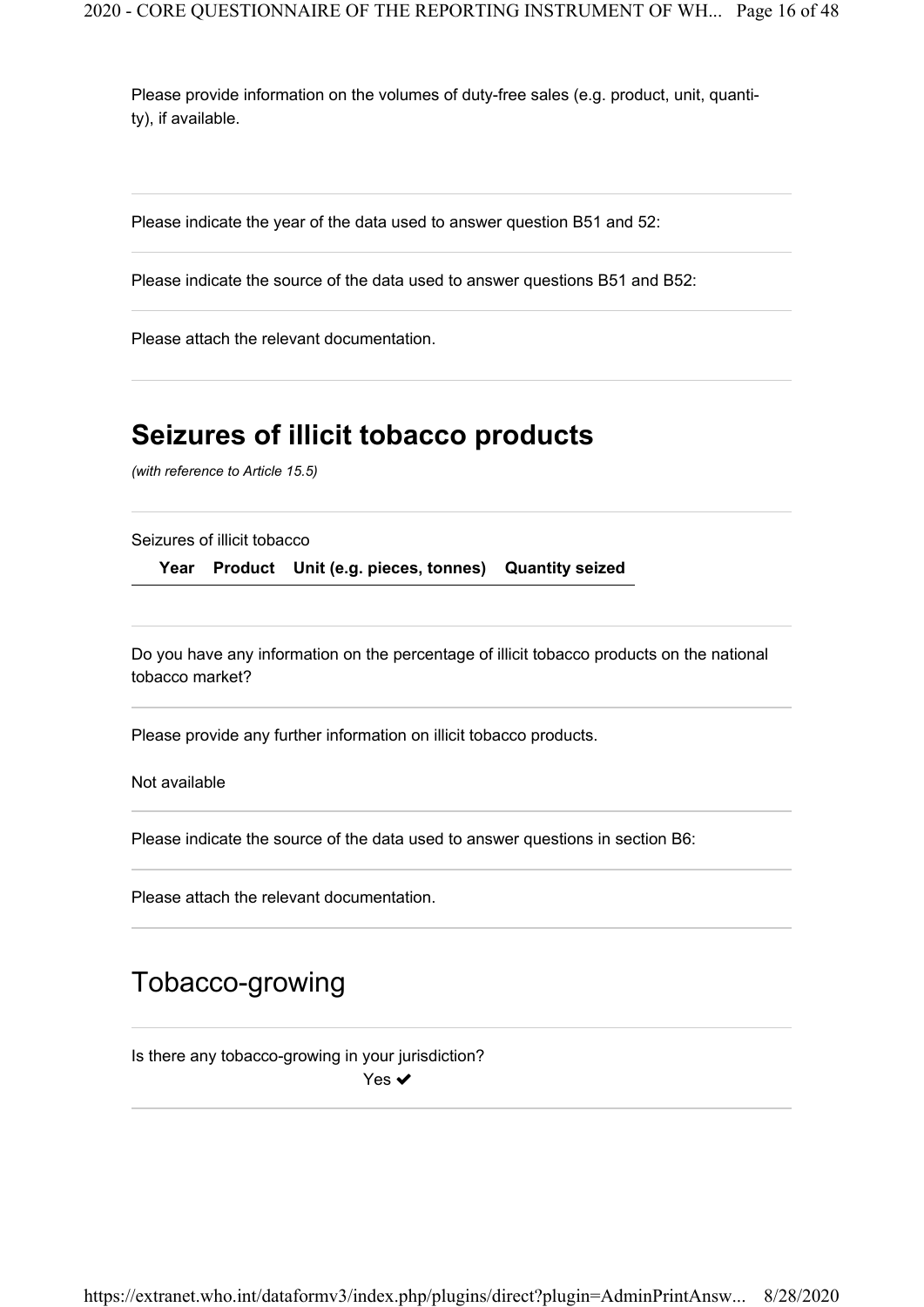Please provide information on the volumes of duty-free sales (e.g. product, unit, quantity), if available.

Please indicate the year of the data used to answer question B51 and 52:

Please indicate the source of the data used to answer questions B51 and B52:

Please attach the relevant documentation.

## Seizures of illicit tobacco products

*(with reference to Article 15.5)*

Seizures of illicit tobacco

| Year | Product | Unit (e.g. pieces, tonnes) | Quantity seized |
|---|---|---|---|

Do you have any information on the percentage of illicit tobacco products on the national tobacco market?

Please provide any further information on illicit tobacco products.

Not available

Please indicate the source of the data used to answer questions in section B6:

Please attach the relevant documentation.

## Tobacco-growing

Is there any tobacco-growing in your jurisdiction?

Yes ✔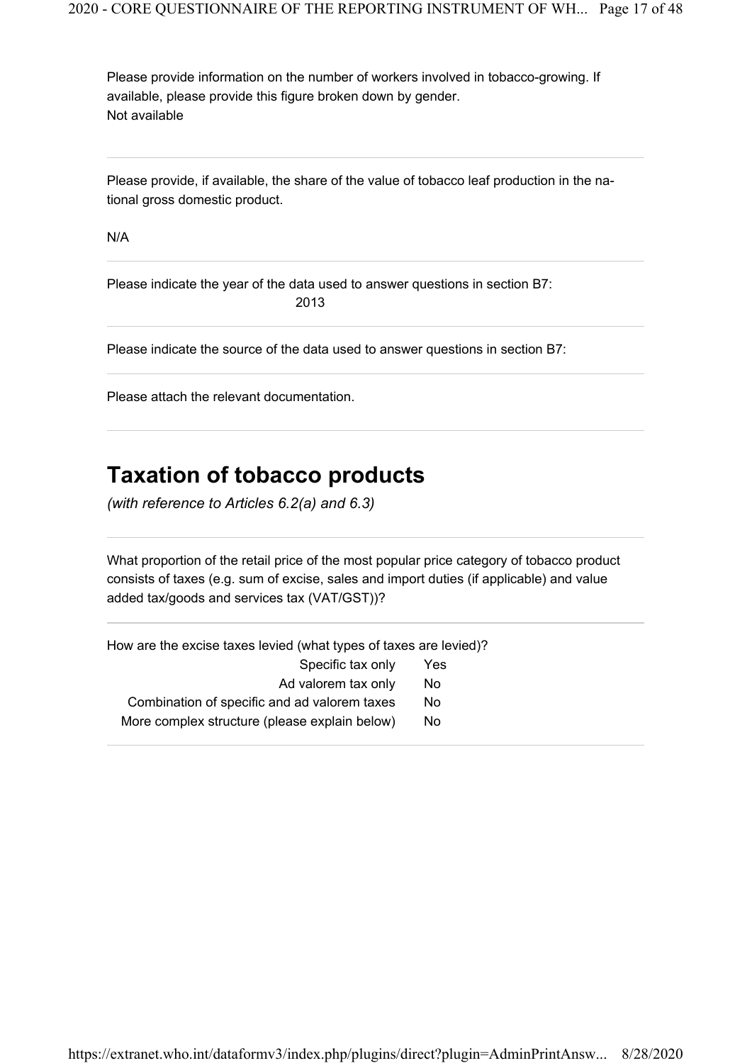Please provide information on the number of workers involved in tobacco-growing. If available, please provide this figure broken down by gender.
Not available

---

Please provide, if available, the share of the value of tobacco leaf production in the national gross domestic product.

N/A

---

Please indicate the year of the data used to answer questions in section B7:
2013

---

Please indicate the source of the data used to answer questions in section B7:

---

Please attach the relevant documentation.

---

## Taxation of tobacco products

*(with reference to Articles 6.2(a) and 6.3)*

---

What proportion of the retail price of the most popular price category of tobacco product consists of taxes (e.g. sum of excise, sales and import duties (if applicable) and value added tax/goods and services tax (VAT/GST))?

---

How are the excise taxes levied (what types of taxes are levied)?

| | |
|---|---|
| Specific tax only | Yes |
| Ad valorem tax only | No |
| Combination of specific and ad valorem taxes | No |
| More complex structure (please explain below) | No |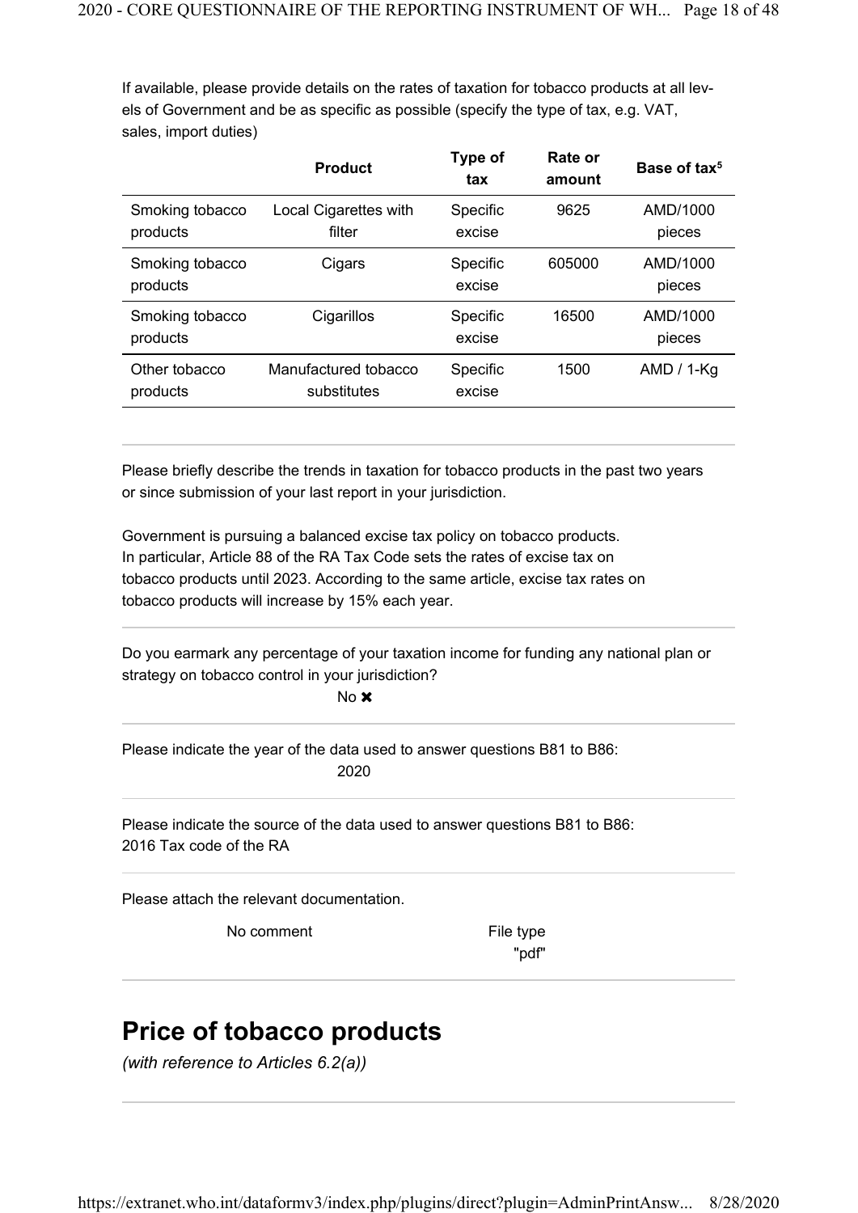If available, please provide details on the rates of taxation for tobacco products at all levels of Government and be as specific as possible (specify the type of tax, e.g. VAT, sales, import duties)

| | Product | Type of tax | Rate or amount | Base of tax[5] |
|---|---|---|---|---|
| Smoking tobacco products | Local Cigarettes with filter | Specific excise | 9625 | AMD/1000 pieces |
| Smoking tobacco products | Cigars | Specific excise | 605000 | AMD/1000 pieces |
| Smoking tobacco products | Cigarillos | Specific excise | 16500 | AMD/1000 pieces |
| Other tobacco products | Manufactured tobacco substitutes | Specific excise | 1500 | AMD / 1-Kg |

Please briefly describe the trends in taxation for tobacco products in the past two years or since submission of your last report in your jurisdiction.

Government is pursuing a balanced excise tax policy on tobacco products. In particular, Article 88 of the RA Tax Code sets the rates of excise tax on tobacco products until 2023. According to the same article, excise tax rates on tobacco products will increase by 15% each year.

Do you earmark any percentage of your taxation income for funding any national plan or strategy on tobacco control in your jurisdiction?

No ✖

Please indicate the year of the data used to answer questions B81 to B86:

2020

Please indicate the source of the data used to answer questions B81 to B86:

2016 Tax code of the RA

Please attach the relevant documentation.

No comment — File type "pdf"

## Price of tobacco products

*(with reference to Articles 6.2(a))*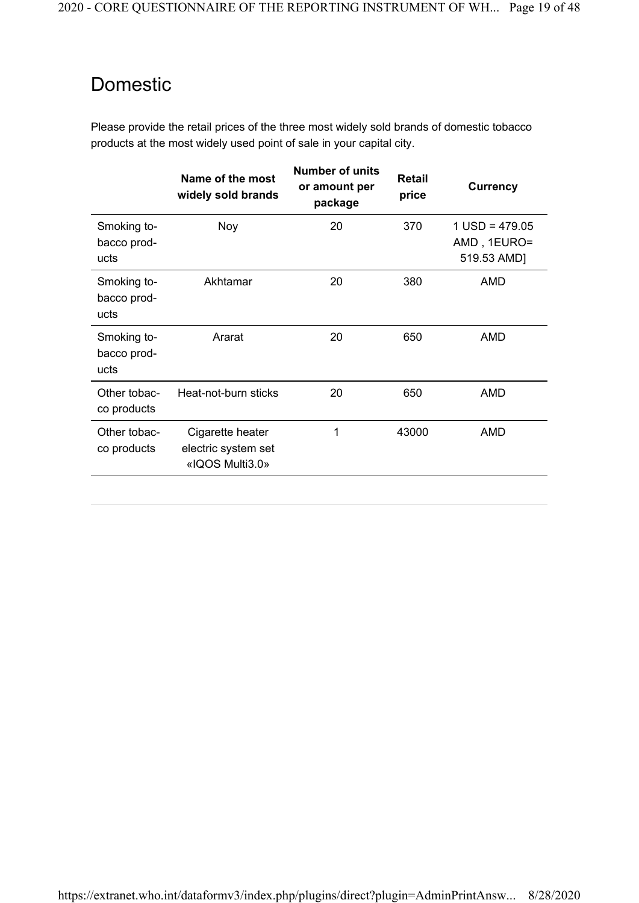# Domestic

Please provide the retail prices of the three most widely sold brands of domestic tobacco products at the most widely used point of sale in your capital city.

| | Name of the most widely sold brands | Number of units or amount per package | Retail price | Currency |
|---|---|---|---|---|
| Smoking tobacco products | Noy | 20 | 370 | 1 USD = 479.05 AMD , 1EURO= 519.53 AMD] |
| Smoking tobacco products | Akhtamar | 20 | 380 | AMD |
| Smoking tobacco products | Ararat | 20 | 650 | AMD |
| Other tobacco products | Heat-not-burn sticks | 20 | 650 | AMD |
| Other tobacco products | Cigarette heater electric system set «IQOS Multi3.0» | 1 | 43000 | AMD |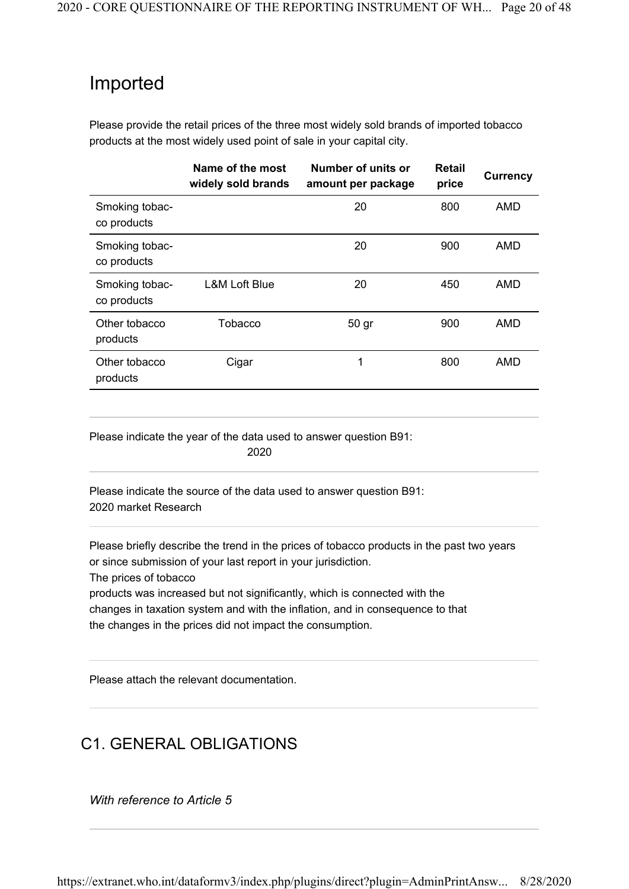## Imported

Please provide the retail prices of the three most widely sold brands of imported tobacco products at the most widely used point of sale in your capital city.

| | Name of the most widely sold brands | Number of units or amount per package | Retail price | Currency |
|---|---|---|---|---|
| Smoking tobacco products | | 20 | 800 | AMD |
| Smoking tobacco products | | 20 | 900 | AMD |
| Smoking tobacco products | L&M Loft Blue | 20 | 450 | AMD |
| Other tobacco products | Tobacco | 50 gr | 900 | AMD |
| Other tobacco products | Cigar | 1 | 800 | AMD |

Please indicate the year of the data used to answer question B91:
2020

Please indicate the source of the data used to answer question B91:
2020 market Research

Please briefly describe the trend in the prices of tobacco products in the past two years or since submission of your last report in your jurisdiction.
The prices of tobacco
products was increased but not significantly, which is connected with the changes in taxation system and with the inflation, and in consequence to that the changes in the prices did not impact the consumption.

Please attach the relevant documentation.

## C1. GENERAL OBLIGATIONS

*With reference to Article 5*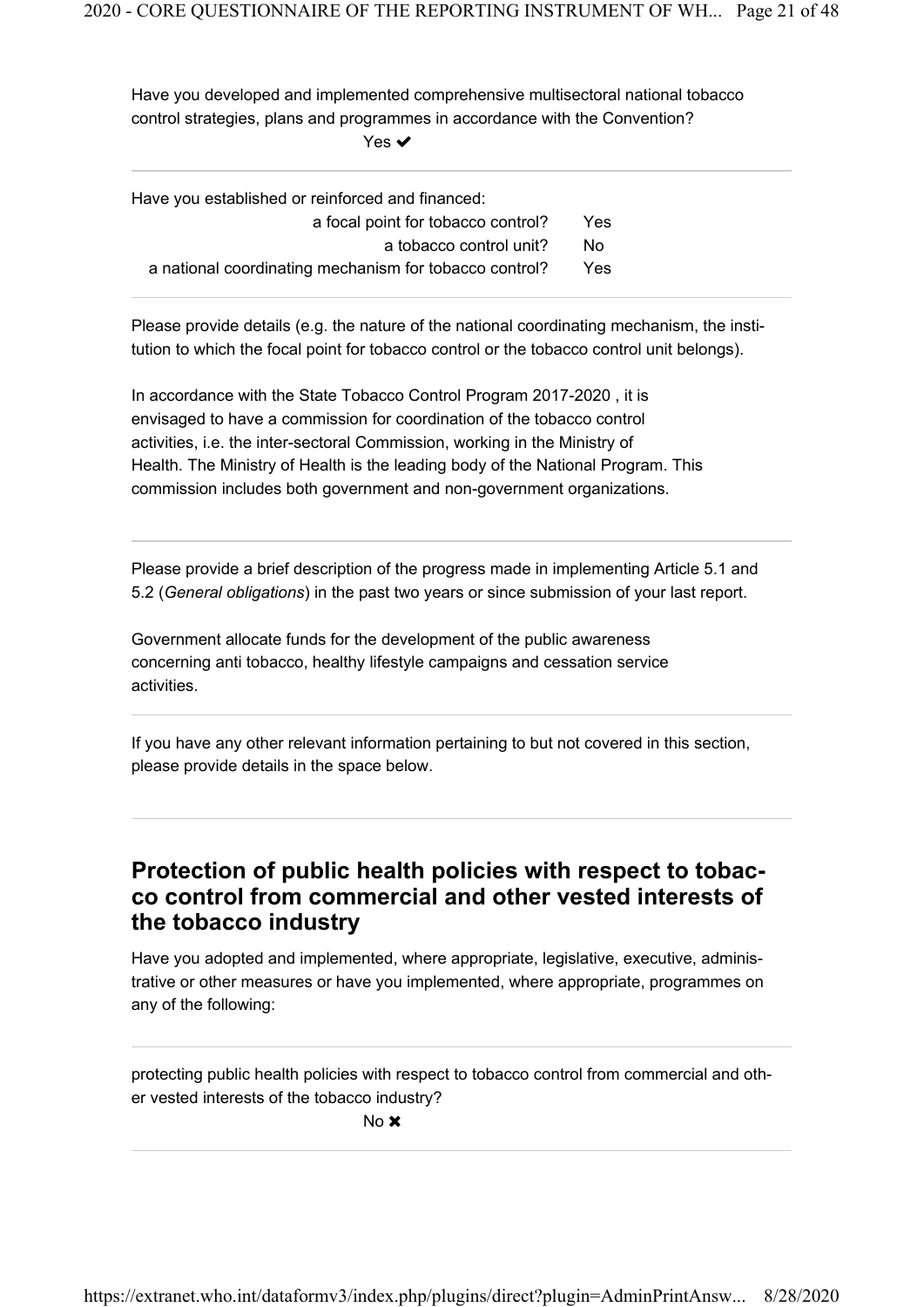Have you developed and implemented comprehensive multisectoral national tobacco control strategies, plans and programmes in accordance with the Convention?

Yes ✔

---

Have you established or reinforced and financed:

| | |
|---|---|
| a focal point for tobacco control? | Yes |
| a tobacco control unit? | No |
| a national coordinating mechanism for tobacco control? | Yes |

---

Please provide details (e.g. the nature of the national coordinating mechanism, the institution to which the focal point for tobacco control or the tobacco control unit belongs).

In accordance with the State Tobacco Control Program 2017-2020 , it is envisaged to have a commission for coordination of the tobacco control activities, i.e. the inter-sectoral Commission, working in the Ministry of Health. The Ministry of Health is the leading body of the National Program. This commission includes both government and non-government organizations.

---

Please provide a brief description of the progress made in implementing Article 5.1 and 5.2 (*General obligations*) in the past two years or since submission of your last report.

Government allocate funds for the development of the public awareness concerning anti tobacco, healthy lifestyle campaigns and cessation service activities.

---

If you have any other relevant information pertaining to but not covered in this section, please provide details in the space below.

---

## Protection of public health policies with respect to tobacco control from commercial and other vested interests of the tobacco industry

Have you adopted and implemented, where appropriate, legislative, executive, administrative or other measures or have you implemented, where appropriate, programmes on any of the following:

---

protecting public health policies with respect to tobacco control from commercial and other vested interests of the tobacco industry?

No ✖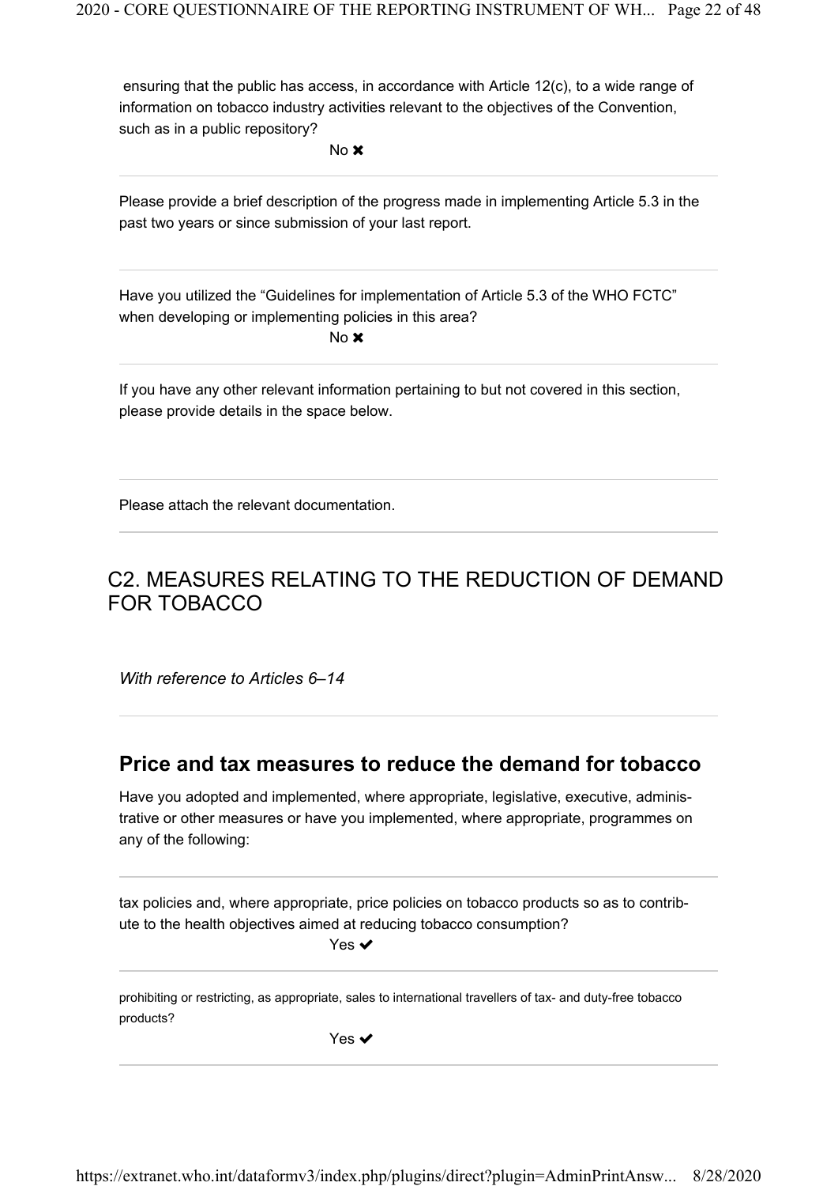ensuring that the public has access, in accordance with Article 12(c), to a wide range of information on tobacco industry activities relevant to the objectives of the Convention, such as in a public repository?

No ✖

---

Please provide a brief description of the progress made in implementing Article 5.3 in the past two years or since submission of your last report.

---

Have you utilized the "Guidelines for implementation of Article 5.3 of the WHO FCTC" when developing or implementing policies in this area?

No ✖

---

If you have any other relevant information pertaining to but not covered in this section, please provide details in the space below.

---

Please attach the relevant documentation.

---

## C2. MEASURES RELATING TO THE REDUCTION OF DEMAND FOR TOBACCO

*With reference to Articles 6–14*

---

### Price and tax measures to reduce the demand for tobacco

Have you adopted and implemented, where appropriate, legislative, executive, administrative or other measures or have you implemented, where appropriate, programmes on any of the following:

---

tax policies and, where appropriate, price policies on tobacco products so as to contribute to the health objectives aimed at reducing tobacco consumption?

Yes ✔

---

prohibiting or restricting, as appropriate, sales to international travellers of tax- and duty-free tobacco products?

Yes ✔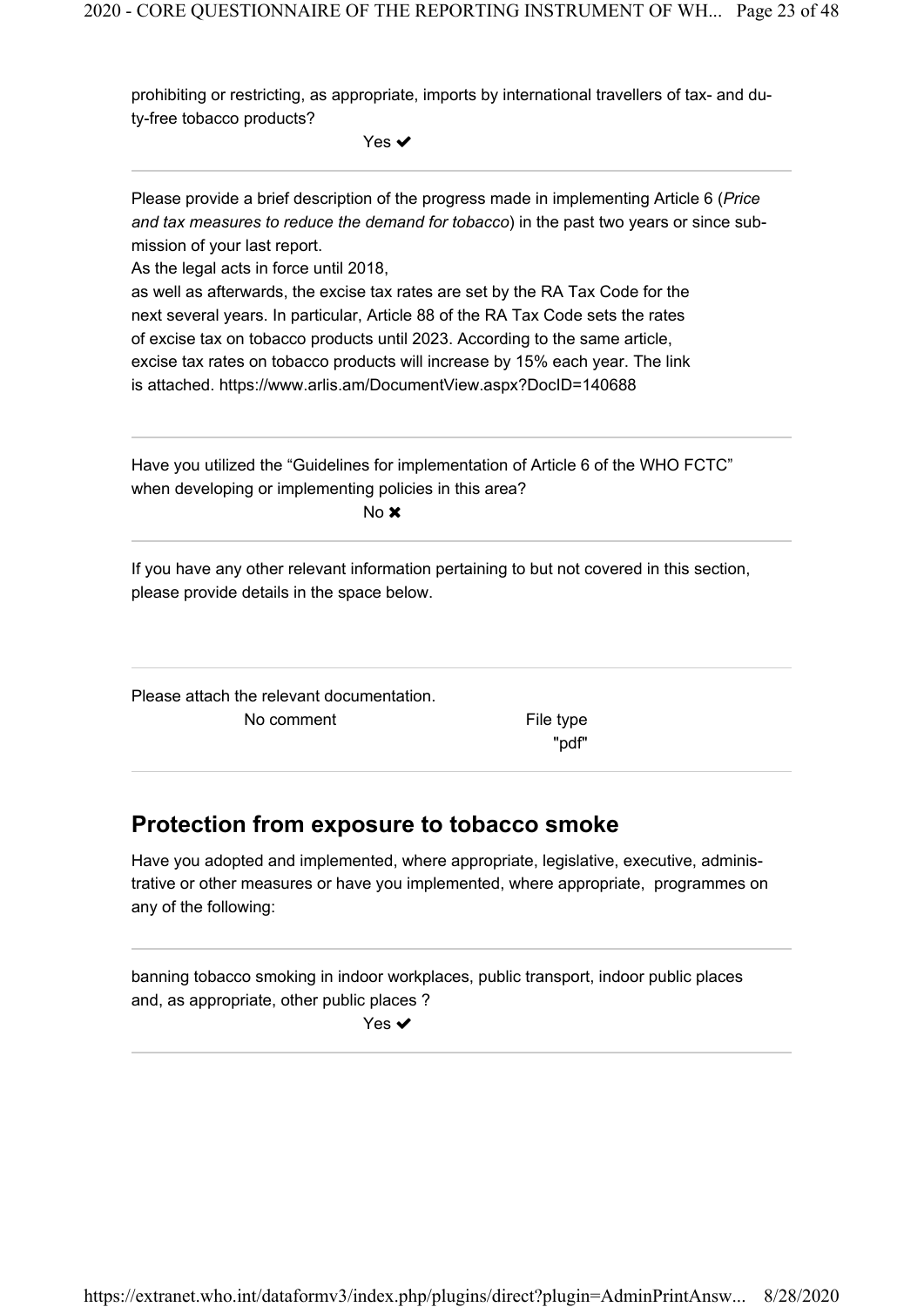prohibiting or restricting, as appropriate, imports by international travellers of tax- and duty-free tobacco products?

Yes ✔

---

Please provide a brief description of the progress made in implementing Article 6 (*Price and tax measures to reduce the demand for tobacco*) in the past two years or since submission of your last report.

As the legal acts in force until 2018,
as well as afterwards, the excise tax rates are set by the RA Tax Code for the next several years. In particular, Article 88 of the RA Tax Code sets the rates of excise tax on tobacco products until 2023. According to the same article, excise tax rates on tobacco products will increase by 15% each year. The link is attached. https://www.arlis.am/DocumentView.aspx?DocID=140688

---

Have you utilized the "Guidelines for implementation of Article 6 of the WHO FCTC" when developing or implementing policies in this area?

No ✖

---

If you have any other relevant information pertaining to but not covered in this section, please provide details in the space below.

---

Please attach the relevant documentation.

No comment

File type "pdf"

---

## Protection from exposure to tobacco smoke

Have you adopted and implemented, where appropriate, legislative, executive, administrative or other measures or have you implemented, where appropriate, programmes on any of the following:

---

banning tobacco smoking in indoor workplaces, public transport, indoor public places and, as appropriate, other public places ?

Yes ✔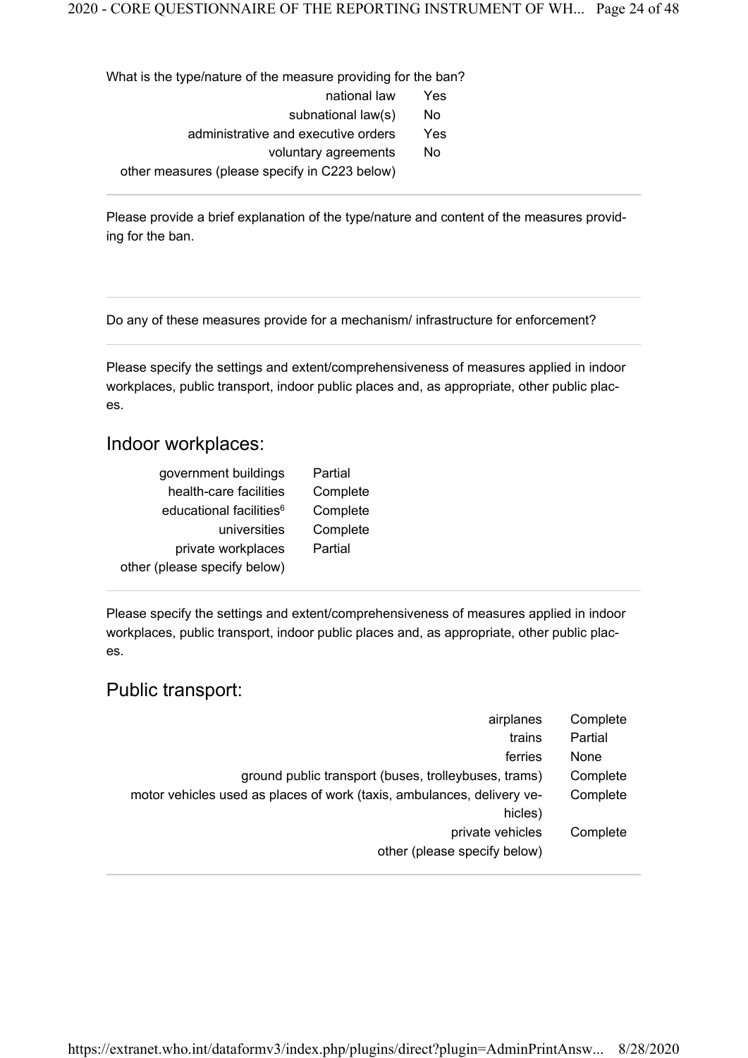What is the type/nature of the measure providing for the ban?

| | |
|---|---|
| national law | Yes |
| subnational law(s) | No |
| administrative and executive orders | Yes |
| voluntary agreements | No |
| other measures (please specify in C223 below) | |

Please provide a brief explanation of the type/nature and content of the measures providing for the ban.

Do any of these measures provide for a mechanism/ infrastructure for enforcement?

Please specify the settings and extent/comprehensiveness of measures applied in indoor workplaces, public transport, indoor public places and, as appropriate, other public places.

## Indoor workplaces:

| | |
|---|---|
| government buildings | Partial |
| health-care facilities | Complete |
| educational facilities[6] | Complete |
| universities | Complete |
| private workplaces | Partial |
| other (please specify below) | |

Please specify the settings and extent/comprehensiveness of measures applied in indoor workplaces, public transport, indoor public places and, as appropriate, other public places.

## Public transport:

| | |
|---|---|
| airplanes | Complete |
| trains | Partial |
| ferries | None |
| ground public transport (buses, trolleybuses, trams) | Complete |
| motor vehicles used as places of work (taxis, ambulances, delivery vehicles) | Complete |
| private vehicles | Complete |
| other (please specify below) | |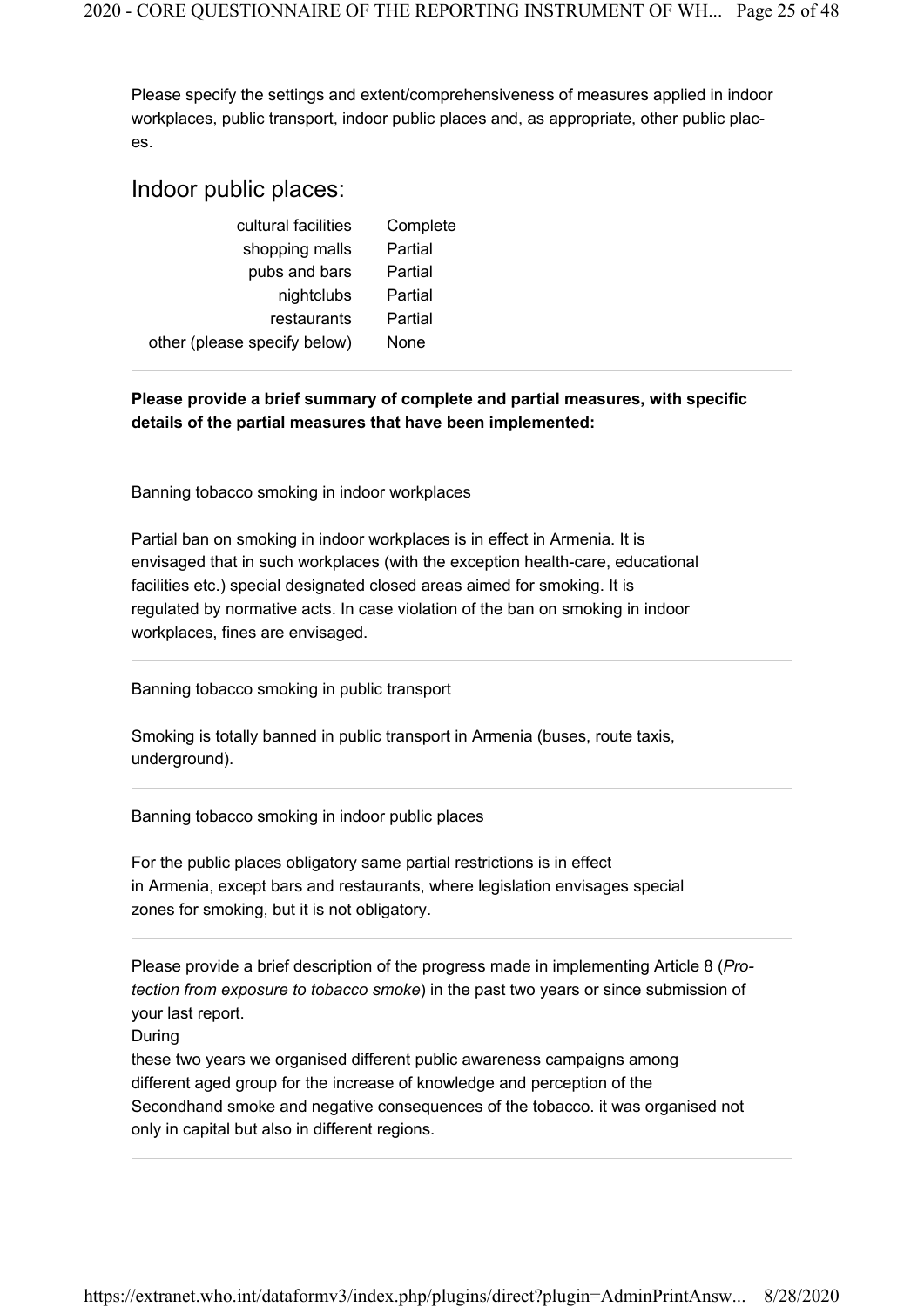Please specify the settings and extent/comprehensiveness of measures applied in indoor workplaces, public transport, indoor public places and, as appropriate, other public places.

## Indoor public places:

| | |
|---|---|
| cultural facilities | Complete |
| shopping malls | Partial |
| pubs and bars | Partial |
| nightclubs | Partial |
| restaurants | Partial |
| other (please specify below) | None |

**Please provide a brief summary of complete and partial measures, with specific details of the partial measures that have been implemented:**

Banning tobacco smoking in indoor workplaces

Partial ban on smoking in indoor workplaces is in effect in Armenia. It is envisaged that in such workplaces (with the exception health-care, educational facilities etc.) special designated closed areas aimed for smoking. It is regulated by normative acts. In case violation of the ban on smoking in indoor workplaces, fines are envisaged.

Banning tobacco smoking in public transport

Smoking is totally banned in public transport in Armenia (buses, route taxis, underground).

Banning tobacco smoking in indoor public places

For the public places obligatory same partial restrictions is in effect in Armenia, except bars and restaurants, where legislation envisages special zones for smoking, but it is not obligatory.

Please provide a brief description of the progress made in implementing Article 8 (*Protection from exposure to tobacco smoke*) in the past two years or since submission of your last report.

During

these two years we organised different public awareness campaigns among different aged group for the increase of knowledge and perception of the Secondhand smoke and negative consequences of the tobacco. it was organised not only in capital but also in different regions.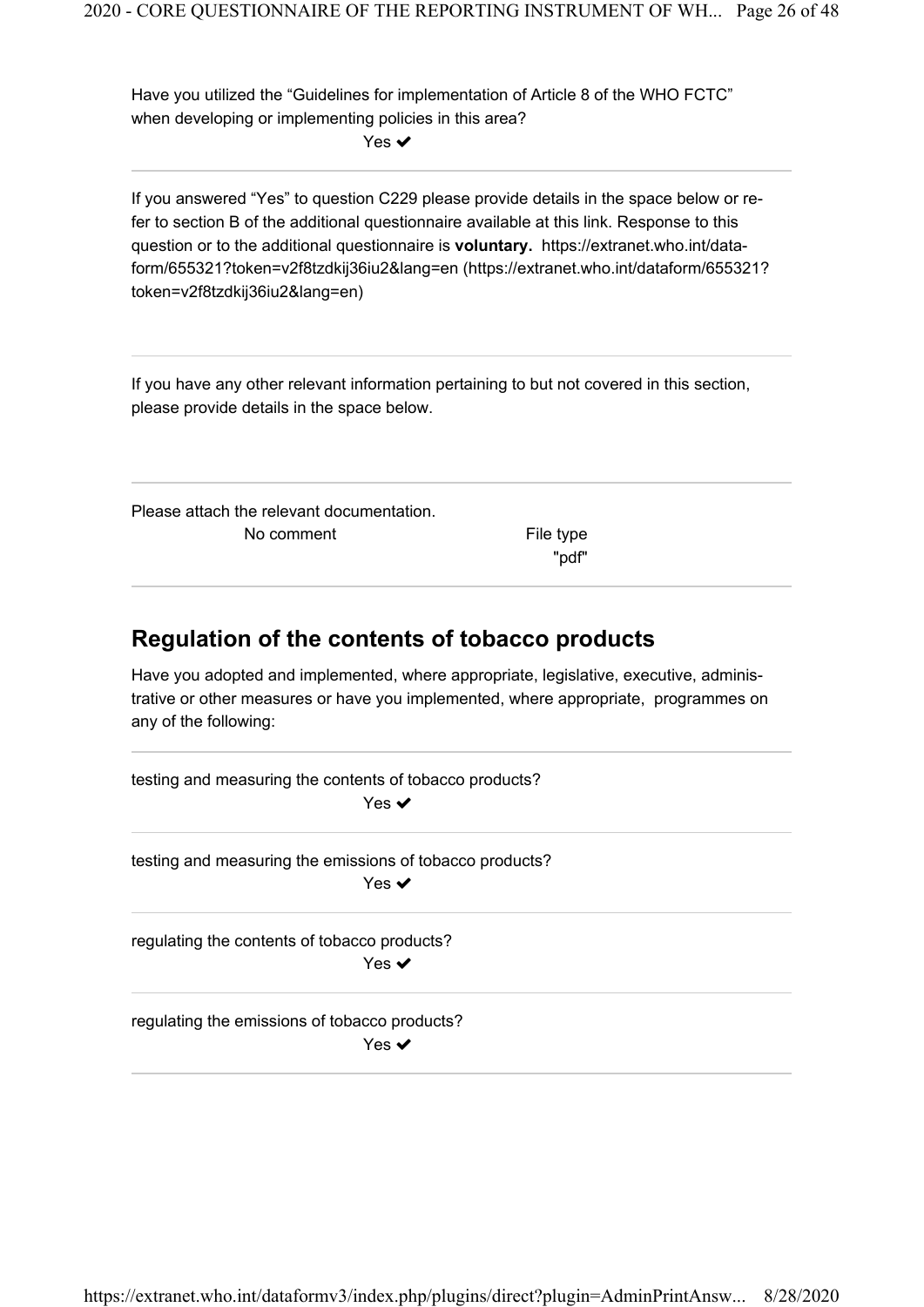Have you utilized the "Guidelines for implementation of Article 8 of the WHO FCTC" when developing or implementing policies in this area?

Yes ✔

---

If you answered "Yes" to question C229 please provide details in the space below or refer to section B of the additional questionnaire available at this link. Response to this question or to the additional questionnaire is **voluntary.** https://extranet.who.int/dataform/655321?token=v2f8tzdkij36iu2&lang=en (https://extranet.who.int/dataform/655321?token=v2f8tzdkij36iu2&lang=en)

---

If you have any other relevant information pertaining to but not covered in this section, please provide details in the space below.

---

Please attach the relevant documentation.

| No comment | File type "pdf" |
|---|---|

---

## Regulation of the contents of tobacco products

Have you adopted and implemented, where appropriate, legislative, executive, administrative or other measures or have you implemented, where appropriate, programmes on any of the following:

---

testing and measuring the contents of tobacco products?

Yes ✔

---

testing and measuring the emissions of tobacco products?

Yes ✔

---

regulating the contents of tobacco products?

Yes ✔

---

regulating the emissions of tobacco products?

Yes ✔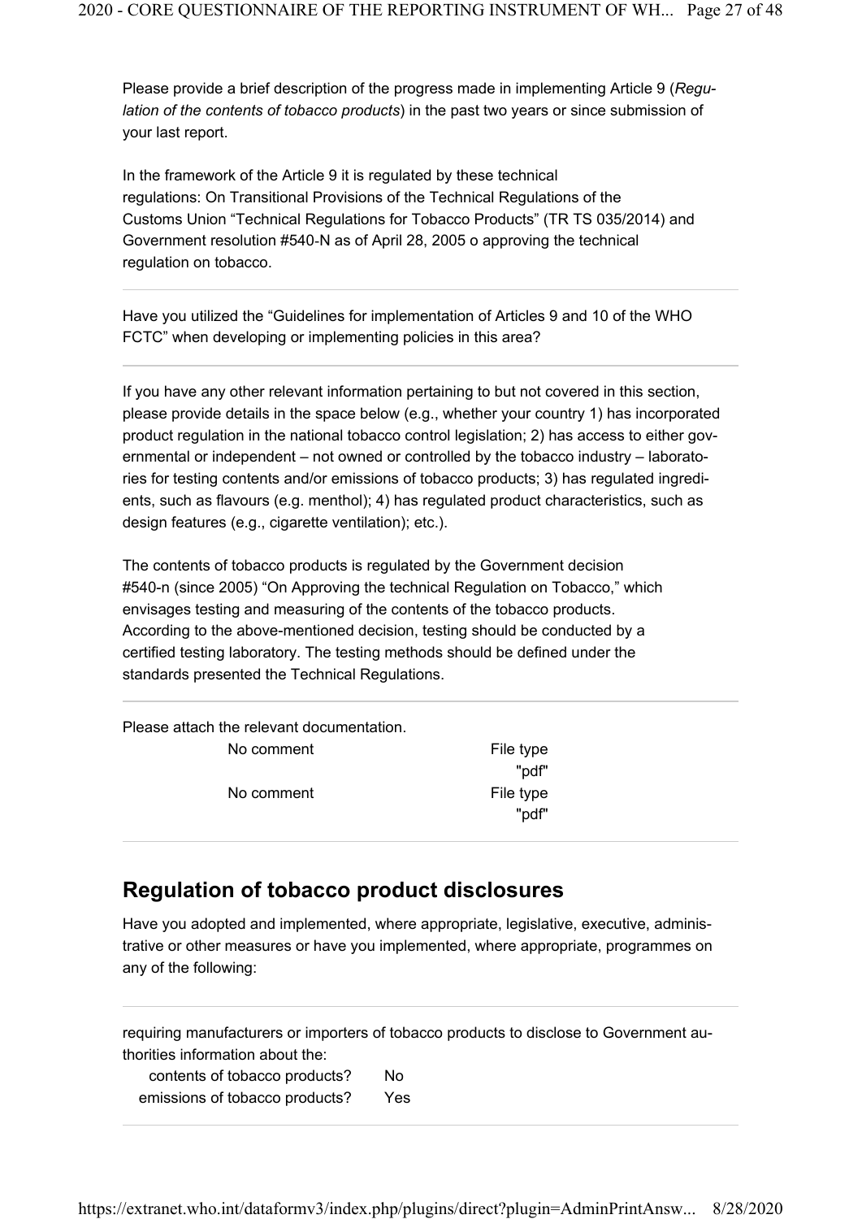Please provide a brief description of the progress made in implementing Article 9 (*Regulation of the contents of tobacco products*) in the past two years or since submission of your last report.

In the framework of the Article 9 it is regulated by these technical regulations: On Transitional Provisions of the Technical Regulations of the Customs Union “Technical Regulations for Tobacco Products” (TR TS 035/2014) and Government resolution #540-N as of April 28, 2005 o approving the technical regulation on tobacco.

---

Have you utilized the “Guidelines for implementation of Articles 9 and 10 of the WHO FCTC” when developing or implementing policies in this area?

---

If you have any other relevant information pertaining to but not covered in this section, please provide details in the space below (e.g., whether your country 1) has incorporated product regulation in the national tobacco control legislation; 2) has access to either governmental or independent – not owned or controlled by the tobacco industry – laboratories for testing contents and/or emissions of tobacco products; 3) has regulated ingredients, such as flavours (e.g. menthol); 4) has regulated product characteristics, such as design features (e.g., cigarette ventilation); etc.).

The contents of tobacco products is regulated by the Government decision #540-n (since 2005) “On Approving the technical Regulation on Tobacco,” which envisages testing and measuring of the contents of the tobacco products. According to the above-mentioned decision, testing should be conducted by a certified testing laboratory. The testing methods should be defined under the standards presented the Technical Regulations.

---

Please attach the relevant documentation.

| | |
|---|---|
| No comment | File type "pdf" |
| No comment | File type "pdf" |

---

## Regulation of tobacco product disclosures

Have you adopted and implemented, where appropriate, legislative, executive, administrative or other measures or have you implemented, where appropriate, programmes on any of the following:

---

requiring manufacturers or importers of tobacco products to disclose to Government authorities information about the:

| | |
|---|---|
| contents of tobacco products? | No |
| emissions of tobacco products? | Yes |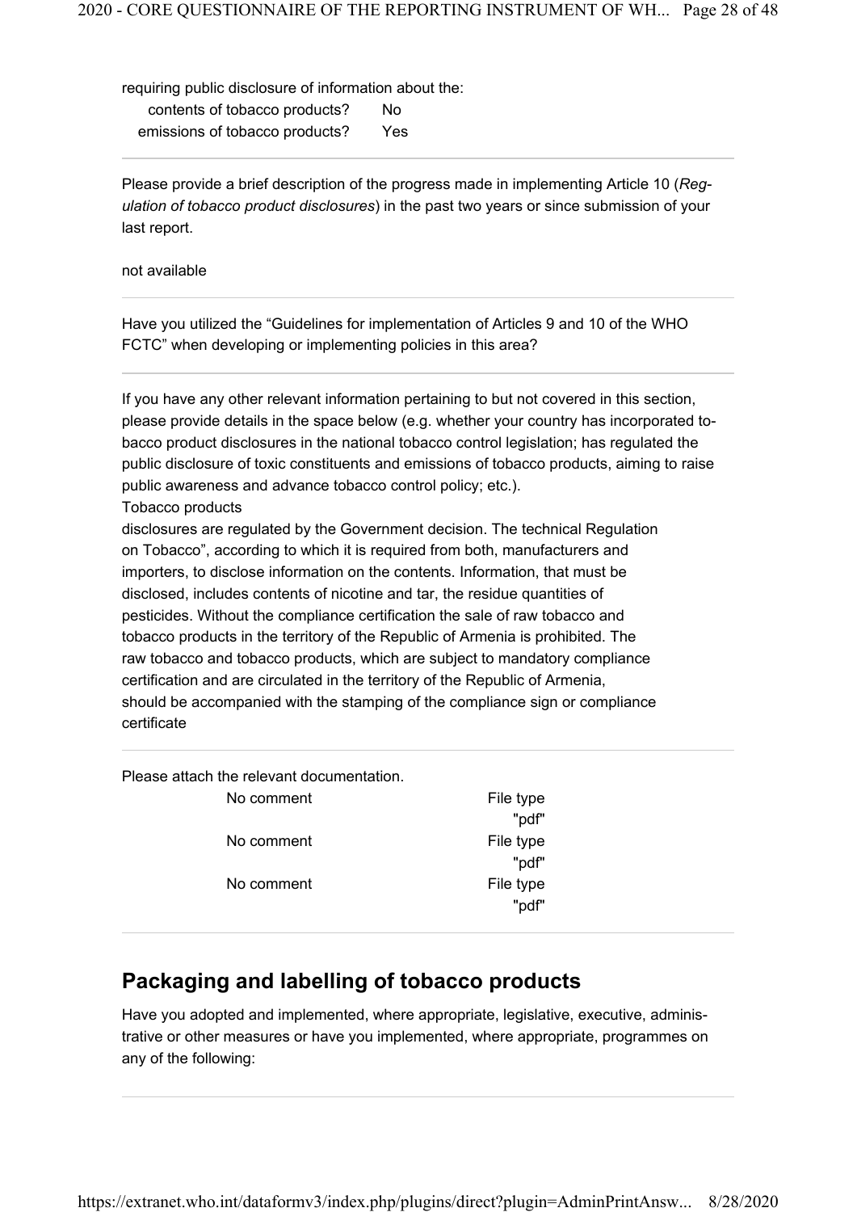requiring public disclosure of information about the:

| | |
|---|---|
| contents of tobacco products? | No |
| emissions of tobacco products? | Yes |

---

Please provide a brief description of the progress made in implementing Article 10 (*Regulation of tobacco product disclosures*) in the past two years or since submission of your last report.

not available

---

Have you utilized the "Guidelines for implementation of Articles 9 and 10 of the WHO FCTC" when developing or implementing policies in this area?

---

If you have any other relevant information pertaining to but not covered in this section, please provide details in the space below (e.g. whether your country has incorporated tobacco product disclosures in the national tobacco control legislation; has regulated the public disclosure of toxic constituents and emissions of tobacco products, aiming to raise public awareness and advance tobacco control policy; etc.).

Tobacco products
disclosures are regulated by the Government decision. The technical Regulation on Tobacco", according to which it is required from both, manufacturers and importers, to disclose information on the contents. Information, that must be disclosed, includes contents of nicotine and tar, the residue quantities of pesticides. Without the compliance certification the sale of raw tobacco and tobacco products in the territory of the Republic of Armenia is prohibited. The raw tobacco and tobacco products, which are subject to mandatory compliance certification and are circulated in the territory of the Republic of Armenia, should be accompanied with the stamping of the compliance sign or compliance certificate

---

Please attach the relevant documentation.

| | |
|---|---|
| No comment | File type "pdf" |
| No comment | File type "pdf" |
| No comment | File type "pdf" |

---

## Packaging and labelling of tobacco products

Have you adopted and implemented, where appropriate, legislative, executive, administrative or other measures or have you implemented, where appropriate, programmes on any of the following: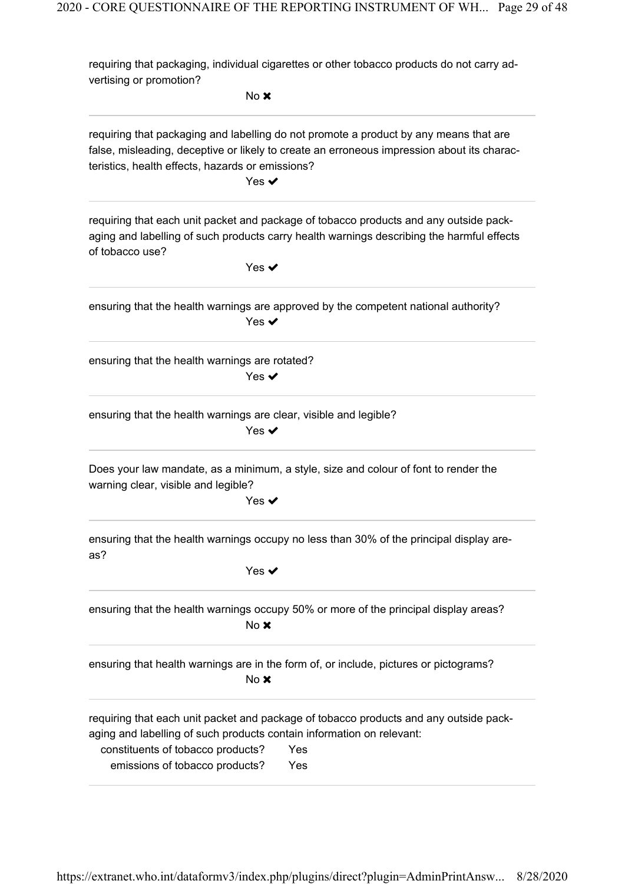requiring that packaging, individual cigarettes or other tobacco products do not carry advertising or promotion?

No ✖

---

requiring that packaging and labelling do not promote a product by any means that are false, misleading, deceptive or likely to create an erroneous impression about its characteristics, health effects, hazards or emissions?

Yes ✔

---

requiring that each unit packet and package of tobacco products and any outside packaging and labelling of such products carry health warnings describing the harmful effects of tobacco use?

Yes ✔

---

ensuring that the health warnings are approved by the competent national authority?

Yes ✔

---

ensuring that the health warnings are rotated?

Yes ✔

---

ensuring that the health warnings are clear, visible and legible?

Yes ✔

---

Does your law mandate, as a minimum, a style, size and colour of font to render the warning clear, visible and legible?

Yes ✔

---

ensuring that the health warnings occupy no less than 30% of the principal display areas?

Yes ✔

---

ensuring that the health warnings occupy 50% or more of the principal display areas?

No ✖

---

ensuring that health warnings are in the form of, or include, pictures or pictograms?

No ✖

---

requiring that each unit packet and package of tobacco products and any outside packaging and labelling of such products contain information on relevant:

| | |
|---|---|
| constituents of tobacco products? | Yes |
| emissions of tobacco products? | Yes |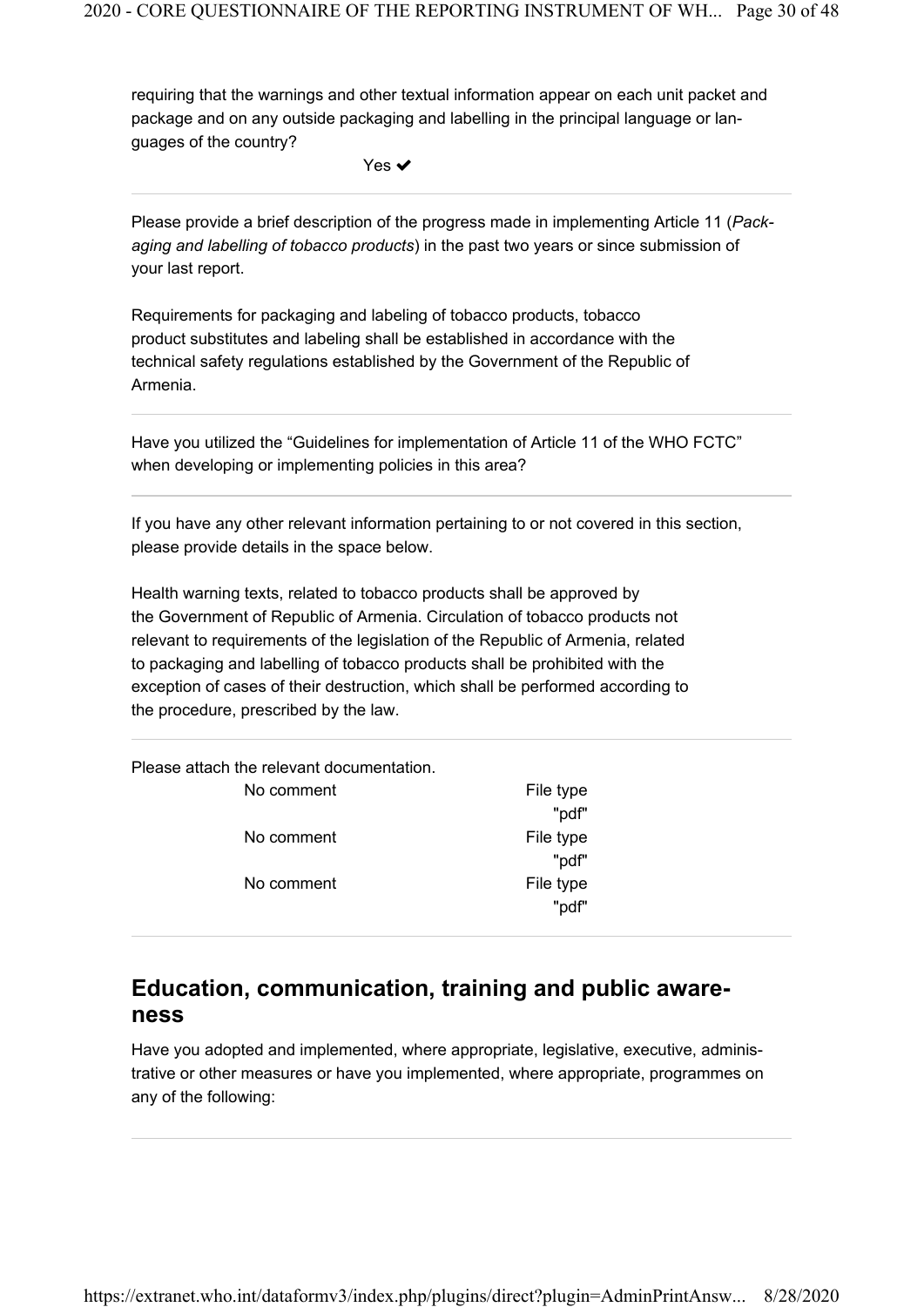requiring that the warnings and other textual information appear on each unit packet and package and on any outside packaging and labelling in the principal language or languages of the country?

Yes ✔

---

Please provide a brief description of the progress made in implementing Article 11 (*Packaging and labelling of tobacco products*) in the past two years or since submission of your last report.

Requirements for packaging and labeling of tobacco products, tobacco product substitutes and labeling shall be established in accordance with the technical safety regulations established by the Government of the Republic of Armenia.

---

Have you utilized the "Guidelines for implementation of Article 11 of the WHO FCTC" when developing or implementing policies in this area?

---

If you have any other relevant information pertaining to or not covered in this section, please provide details in the space below.

Health warning texts, related to tobacco products shall be approved by the Government of Republic of Armenia. Circulation of tobacco products not relevant to requirements of the legislation of the Republic of Armenia, related to packaging and labelling of tobacco products shall be prohibited with the exception of cases of their destruction, which shall be performed according to the procedure, prescribed by the law.

---

Please attach the relevant documentation.

| | |
|---|---|
| No comment | File type "pdf" |
| No comment | File type "pdf" |
| No comment | File type "pdf" |

---

## Education, communication, training and public awareness

Have you adopted and implemented, where appropriate, legislative, executive, administrative or other measures or have you implemented, where appropriate, programmes on any of the following: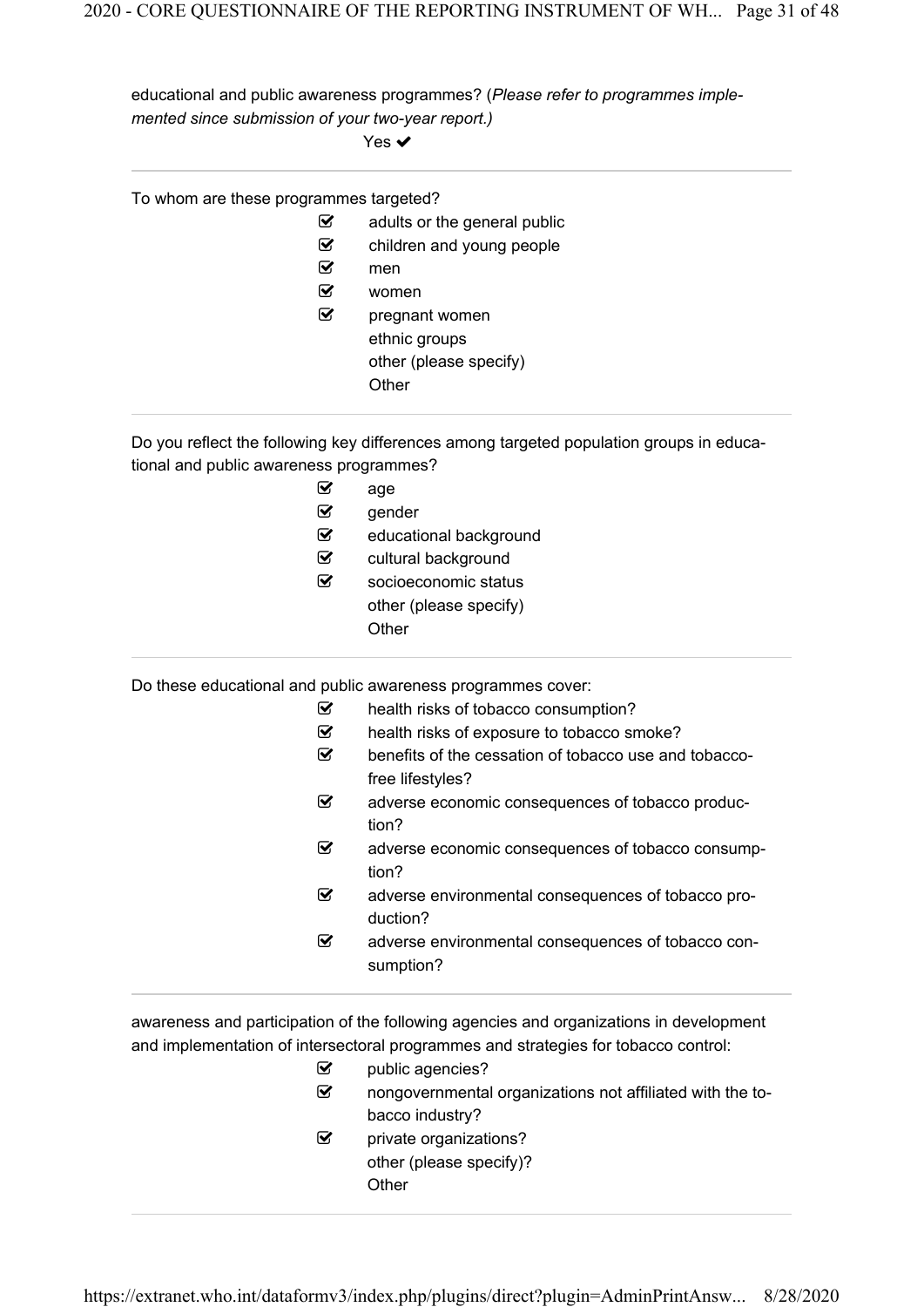educational and public awareness programmes? (*Please refer to programmes implemented since submission of your two-year report.*)

Yes ✔

---

To whom are these programmes targeted?

- ☑ adults or the general public
- ☑ children and young people
- ☑ men
- ☑ women
- ☑ pregnant women
- ethnic groups
- other (please specify)
- Other

---

Do you reflect the following key differences among targeted population groups in educational and public awareness programmes?

- ☑ age
- ☑ gender
- ☑ educational background
- ☑ cultural background
- ☑ socioeconomic status
- other (please specify)
- Other

---

Do these educational and public awareness programmes cover:

- ☑ health risks of tobacco consumption?
- ☑ health risks of exposure to tobacco smoke?
- ☑ benefits of the cessation of tobacco use and tobacco-free lifestyles?
- ☑ adverse economic consequences of tobacco production?
- ☑ adverse economic consequences of tobacco consumption?
- ☑ adverse environmental consequences of tobacco production?
- ☑ adverse environmental consequences of tobacco consumption?

---

awareness and participation of the following agencies and organizations in development and implementation of intersectoral programmes and strategies for tobacco control:

- ☑ public agencies?
- ☑ nongovernmental organizations not affiliated with the tobacco industry?
- ☑ private organizations?
- other (please specify)?
- Other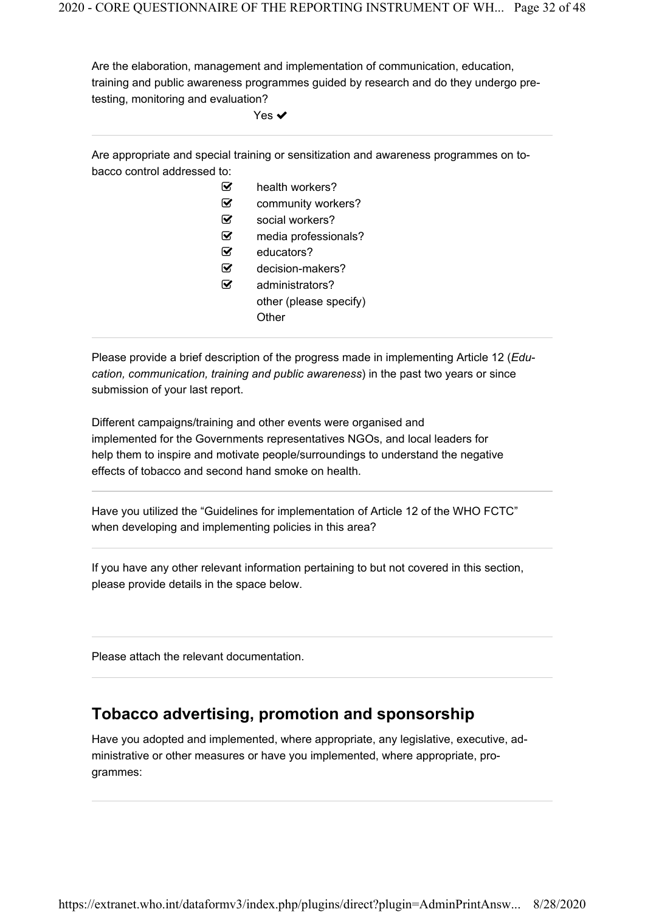Are the elaboration, management and implementation of communication, education, training and public awareness programmes guided by research and do they undergo pre-testing, monitoring and evaluation?

Yes ✔

---

Are appropriate and special training or sensitization and awareness programmes on tobacco control addressed to:

- ☑ health workers?
- ☑ community workers?
- ☑ social workers?
- ☑ media professionals?
- ☑ educators?
- ☑ decision-makers?
- ☑ administrators?
- other (please specify)

Other

---

Please provide a brief description of the progress made in implementing Article 12 (*Education, communication, training and public awareness*) in the past two years or since submission of your last report.

Different campaigns/training and other events were organised and implemented for the Governments representatives NGOs, and local leaders for help them to inspire and motivate people/surroundings to understand the negative effects of tobacco and second hand smoke on health.

---

Have you utilized the "Guidelines for implementation of Article 12 of the WHO FCTC" when developing and implementing policies in this area?

---

If you have any other relevant information pertaining to but not covered in this section, please provide details in the space below.

---

Please attach the relevant documentation.

---

## Tobacco advertising, promotion and sponsorship

Have you adopted and implemented, where appropriate, any legislative, executive, administrative or other measures or have you implemented, where appropriate, programmes: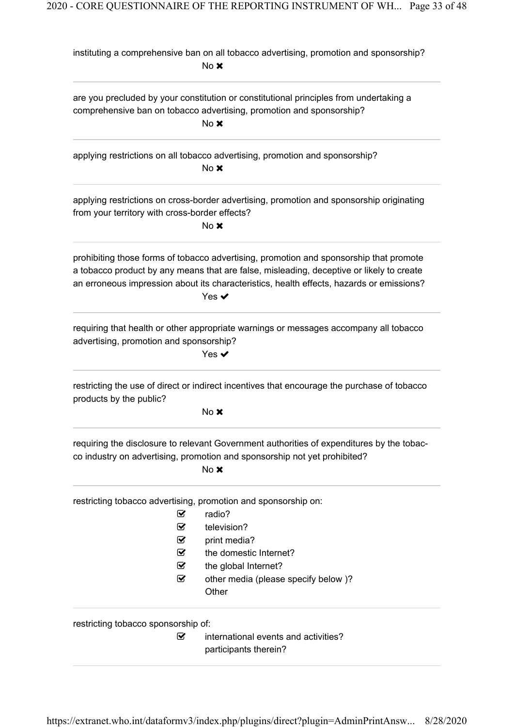instituting a comprehensive ban on all tobacco advertising, promotion and sponsorship?

No ✖

---

are you precluded by your constitution or constitutional principles from undertaking a comprehensive ban on tobacco advertising, promotion and sponsorship?

No ✖

---

applying restrictions on all tobacco advertising, promotion and sponsorship?

No ✖

---

applying restrictions on cross-border advertising, promotion and sponsorship originating from your territory with cross-border effects?

No ✖

---

prohibiting those forms of tobacco advertising, promotion and sponsorship that promote a tobacco product by any means that are false, misleading, deceptive or likely to create an erroneous impression about its characteristics, health effects, hazards or emissions?

Yes ✔

---

requiring that health or other appropriate warnings or messages accompany all tobacco advertising, promotion and sponsorship?

Yes ✔

---

restricting the use of direct or indirect incentives that encourage the purchase of tobacco products by the public?

No ✖

---

requiring the disclosure to relevant Government authorities of expenditures by the tobacco industry on advertising, promotion and sponsorship not yet prohibited?

No ✖

---

restricting tobacco advertising, promotion and sponsorship on:

- ☑ radio?
- ☑ television?
- ☑ print media?
- ☑ the domestic Internet?
- ☑ the global Internet?
- ☑ other media (please specify below )?

Other

---

restricting tobacco sponsorship of:

- ☑ international events and activities?
- participants therein?

---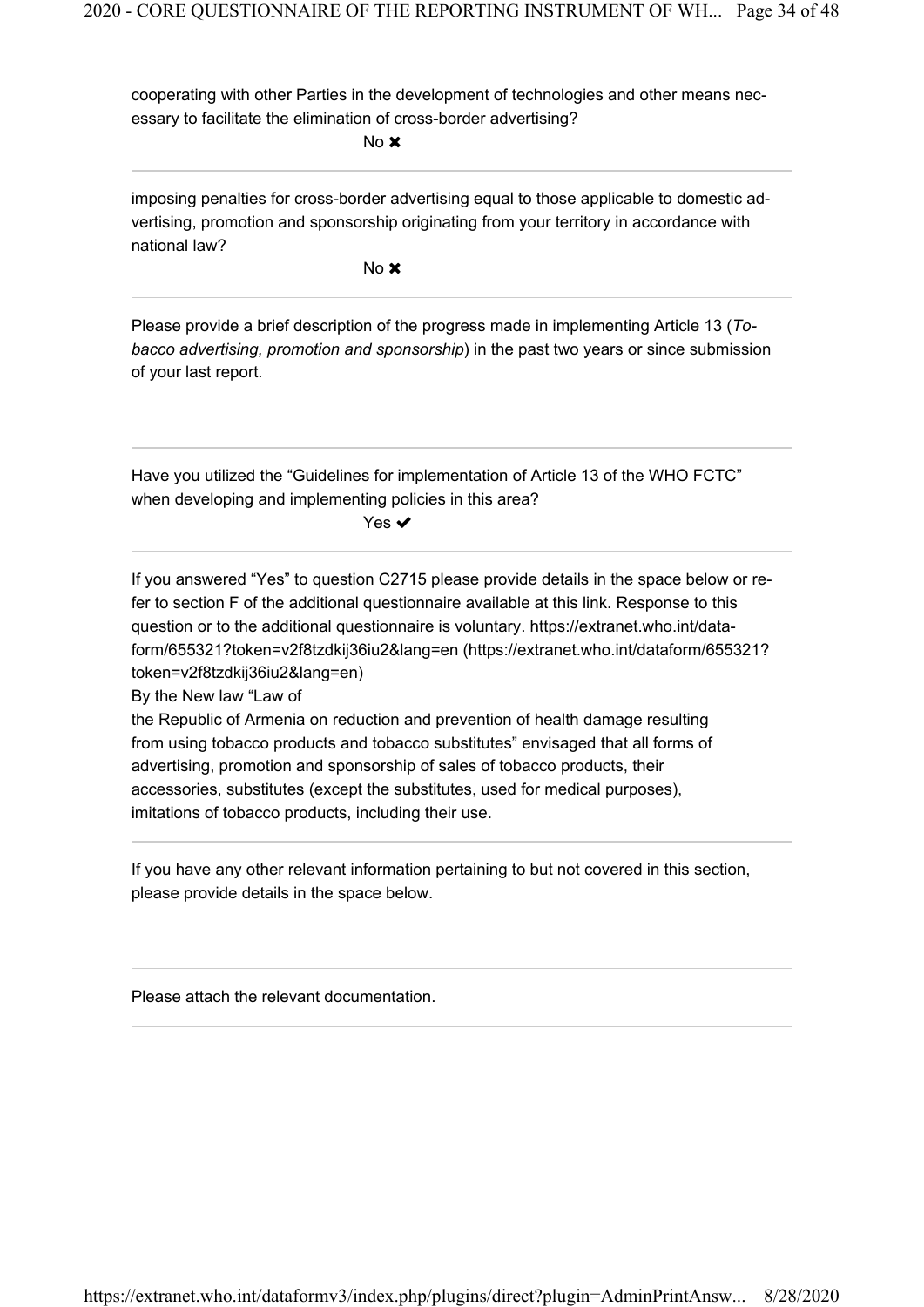cooperating with other Parties in the development of technologies and other means necessary to facilitate the elimination of cross-border advertising?

No ✖

---

imposing penalties for cross-border advertising equal to those applicable to domestic advertising, promotion and sponsorship originating from your territory in accordance with national law?

No ✖

---

Please provide a brief description of the progress made in implementing Article 13 (*Tobacco advertising, promotion and sponsorship*) in the past two years or since submission of your last report.

---

Have you utilized the “Guidelines for implementation of Article 13 of the WHO FCTC” when developing and implementing policies in this area?

Yes ✔

---

If you answered “Yes” to question C2715 please provide details in the space below or refer to section F of the additional questionnaire available at this link. Response to this question or to the additional questionnaire is voluntary. https://extranet.who.int/dataform/655321?token=v2f8tzdkij36iu2&lang=en (https://extranet.who.int/dataform/655321?token=v2f8tzdkij36iu2&lang=en)

By the New law “Law of
the Republic of Armenia on reduction and prevention of health damage resulting
from using tobacco products and tobacco substitutes” envisaged that all forms of
advertising, promotion and sponsorship of sales of tobacco products, their
accessories, substitutes (except the substitutes, used for medical purposes),
imitations of tobacco products, including their use.

---

If you have any other relevant information pertaining to but not covered in this section, please provide details in the space below.

---

Please attach the relevant documentation.

---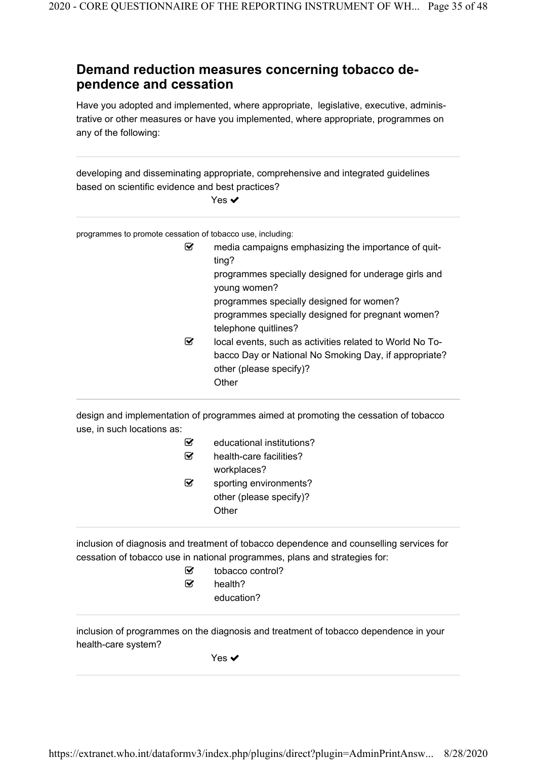## Demand reduction measures concerning tobacco dependence and cessation

Have you adopted and implemented, where appropriate, legislative, executive, administrative or other measures or have you implemented, where appropriate, programmes on any of the following:

---

developing and disseminating appropriate, comprehensive and integrated guidelines based on scientific evidence and best practices?

Yes ✔

---

programmes to promote cessation of tobacco use, including:

- [x] media campaigns emphasizing the importance of quitting?
- [ ] programmes specially designed for underage girls and young women?
- [ ] programmes specially designed for women?
- [ ] programmes specially designed for pregnant women?
- [ ] telephone quitlines?
- [x] local events, such as activities related to World No Tobacco Day or National No Smoking Day, if appropriate?
- [ ] other (please specify)?

Other

---

design and implementation of programmes aimed at promoting the cessation of tobacco use, in such locations as:

- [x] educational institutions?
- [x] health-care facilities?
- [ ] workplaces?
- [x] sporting environments?
- [ ] other (please specify)?

Other

---

inclusion of diagnosis and treatment of tobacco dependence and counselling services for cessation of tobacco use in national programmes, plans and strategies for:

- [x] tobacco control?
- [x] health?
- [ ] education?

---

inclusion of programmes on the diagnosis and treatment of tobacco dependence in your health-care system?

Yes ✔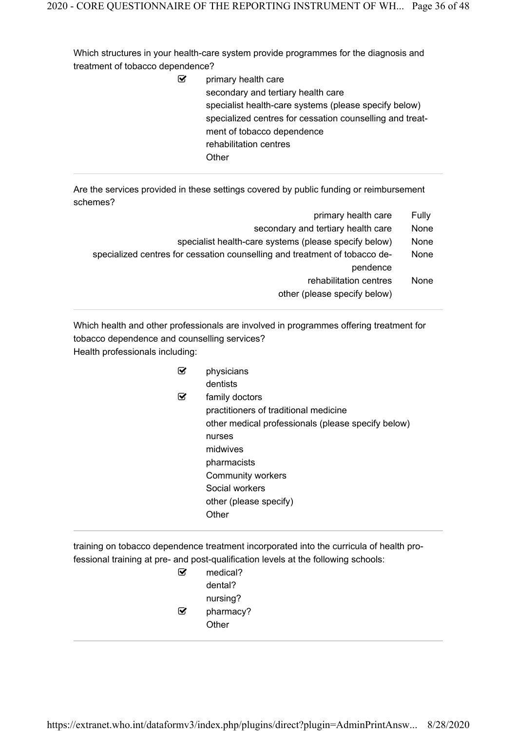Which structures in your health-care system provide programmes for the diagnosis and treatment of tobacco dependence?

- [x] primary health care
- [ ] secondary and tertiary health care
- [ ] specialist health-care systems (please specify below)
- [ ] specialized centres for cessation counselling and treatment of tobacco dependence
- [ ] rehabilitation centres
- [ ] Other

---

Are the services provided in these settings covered by public funding or reimbursement schemes?

| | |
|---|---|
| primary health care | Fully |
| secondary and tertiary health care | None |
| specialist health-care systems (please specify below) | None |
| specialized centres for cessation counselling and treatment of tobacco dependence | None |
| rehabilitation centres | None |
| other (please specify below) | |

---

Which health and other professionals are involved in programmes offering treatment for tobacco dependence and counselling services?

Health professionals including:

- [x] physicians
- [ ] dentists
- [x] family doctors
- [ ] practitioners of traditional medicine
- [ ] other medical professionals (please specify below)
- [ ] nurses
- [ ] midwives
- [ ] pharmacists
- [ ] Community workers
- [ ] Social workers
- [ ] other (please specify)
- [ ] Other

---

training on tobacco dependence treatment incorporated into the curricula of health professional training at pre- and post-qualification levels at the following schools:

- [x] medical?
- [ ] dental?
- [ ] nursing?
- [x] pharmacy?
- [ ] Other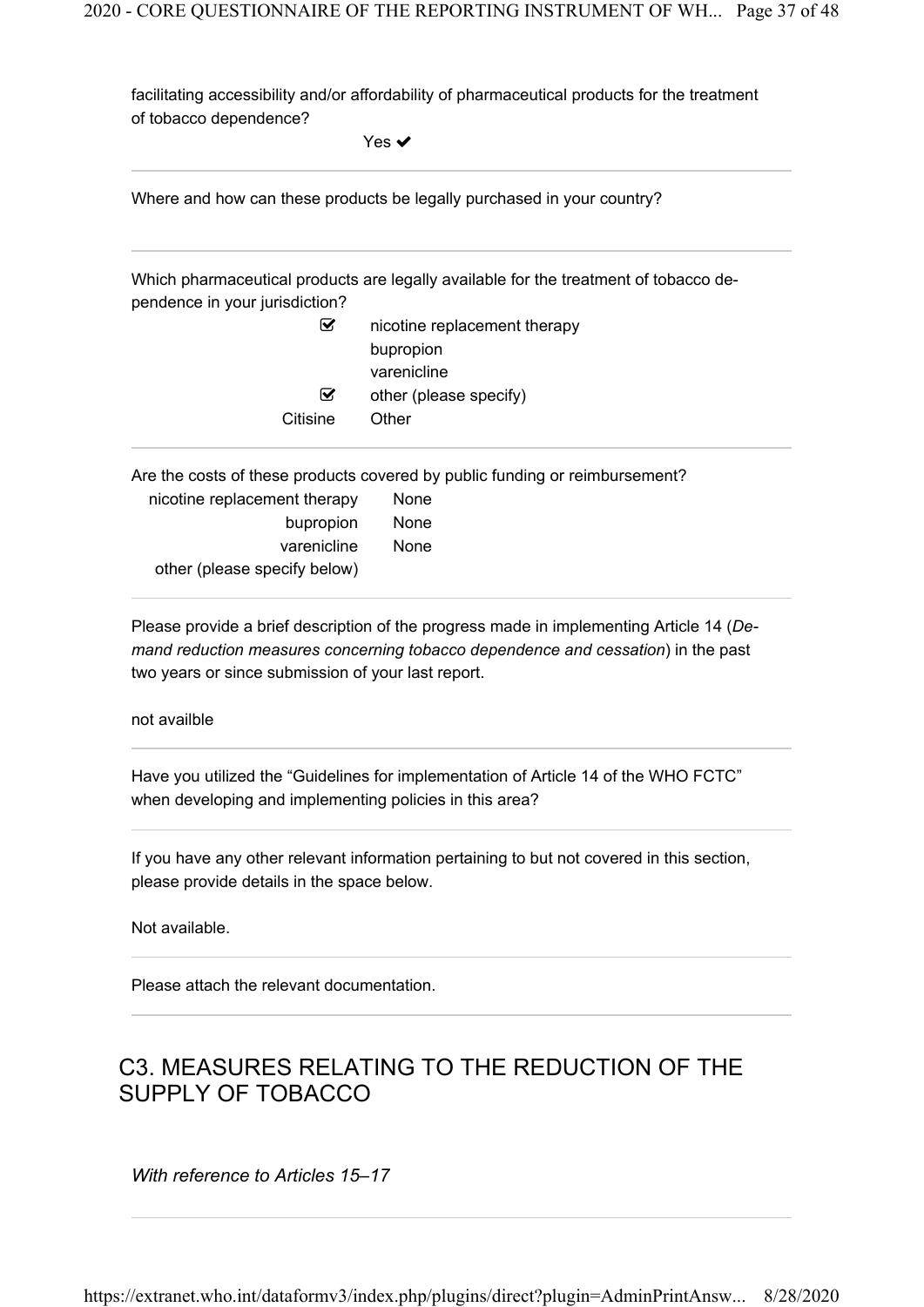facilitating accessibility and/or affordability of pharmaceutical products for the treatment of tobacco dependence?

Yes ✔

---

Where and how can these products be legally purchased in your country?

---

Which pharmaceutical products are legally available for the treatment of tobacco dependence in your jurisdiction?

| | |
|---|---|
| ☑ | nicotine replacement therapy |
| | bupropion |
| | varenicline |
| ☑ | other (please specify) |
| Citisine | Other |

---

Are the costs of these products covered by public funding or reimbursement?

| | |
|---|---|
| nicotine replacement therapy | None |
| bupropion | None |
| varenicline | None |
| other (please specify below) | |

---

Please provide a brief description of the progress made in implementing Article 14 (*Demand reduction measures concerning tobacco dependence and cessation*) in the past two years or since submission of your last report.

not availble

---

Have you utilized the "Guidelines for implementation of Article 14 of the WHO FCTC" when developing and implementing policies in this area?

---

If you have any other relevant information pertaining to but not covered in this section, please provide details in the space below.

Not available.

---

Please attach the relevant documentation.

---

## C3. MEASURES RELATING TO THE REDUCTION OF THE SUPPLY OF TOBACCO

*With reference to Articles 15–17*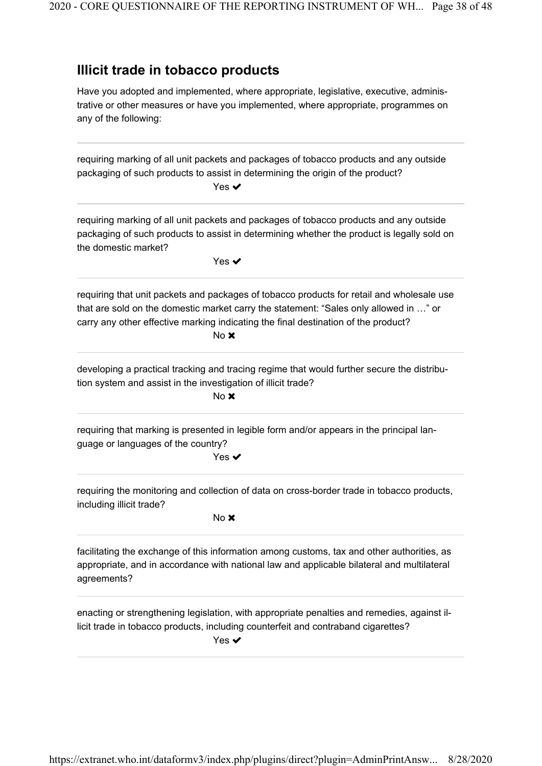## Illicit trade in tobacco products

Have you adopted and implemented, where appropriate, legislative, executive, administrative or other measures or have you implemented, where appropriate, programmes on any of the following:

---

requiring marking of all unit packets and packages of tobacco products and any outside packaging of such products to assist in determining the origin of the product?

Yes ✔

---

requiring marking of all unit packets and packages of tobacco products and any outside packaging of such products to assist in determining whether the product is legally sold on the domestic market?

Yes ✔

---

requiring that unit packets and packages of tobacco products for retail and wholesale use that are sold on the domestic market carry the statement: "Sales only allowed in …" or carry any other effective marking indicating the final destination of the product?

No ✖

---

developing a practical tracking and tracing regime that would further secure the distribution system and assist in the investigation of illicit trade?

No ✖

---

requiring that marking is presented in legible form and/or appears in the principal language or languages of the country?

Yes ✔

---

requiring the monitoring and collection of data on cross-border trade in tobacco products, including illicit trade?

No ✖

---

facilitating the exchange of this information among customs, tax and other authorities, as appropriate, and in accordance with national law and applicable bilateral and multilateral agreements?

---

enacting or strengthening legislation, with appropriate penalties and remedies, against illicit trade in tobacco products, including counterfeit and contraband cigarettes?

Yes ✔

---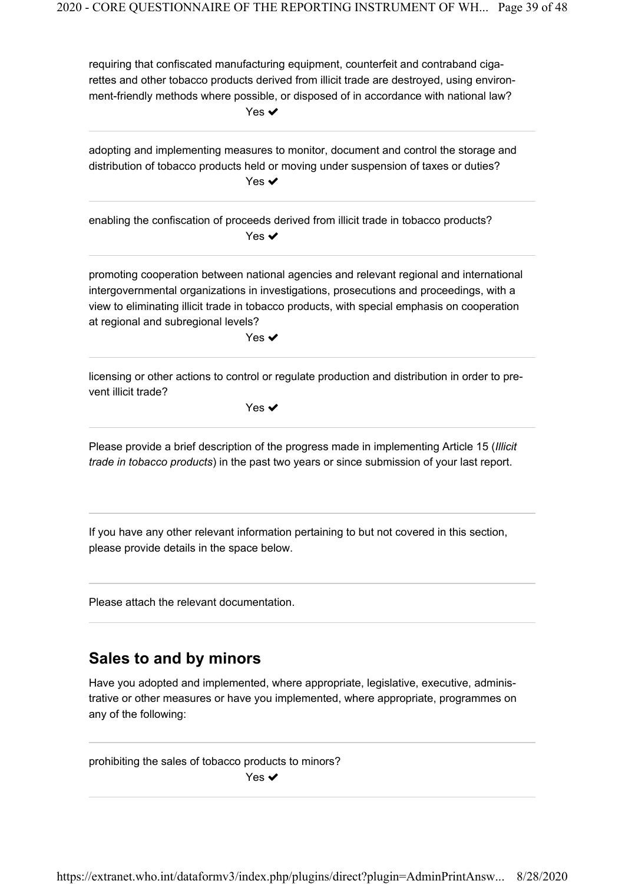requiring that confiscated manufacturing equipment, counterfeit and contraband cigarettes and other tobacco products derived from illicit trade are destroyed, using environment-friendly methods where possible, or disposed of in accordance with national law?

Yes ✔

---

adopting and implementing measures to monitor, document and control the storage and distribution of tobacco products held or moving under suspension of taxes or duties?

Yes ✔

---

enabling the confiscation of proceeds derived from illicit trade in tobacco products?

Yes ✔

---

promoting cooperation between national agencies and relevant regional and international intergovernmental organizations in investigations, prosecutions and proceedings, with a view to eliminating illicit trade in tobacco products, with special emphasis on cooperation at regional and subregional levels?

Yes ✔

---

licensing or other actions to control or regulate production and distribution in order to prevent illicit trade?

Yes ✔

---

Please provide a brief description of the progress made in implementing Article 15 (*Illicit trade in tobacco products*) in the past two years or since submission of your last report.

---

If you have any other relevant information pertaining to but not covered in this section, please provide details in the space below.

---

Please attach the relevant documentation.

---

## Sales to and by minors

Have you adopted and implemented, where appropriate, legislative, executive, administrative or other measures or have you implemented, where appropriate, programmes on any of the following:

---

prohibiting the sales of tobacco products to minors?

Yes ✔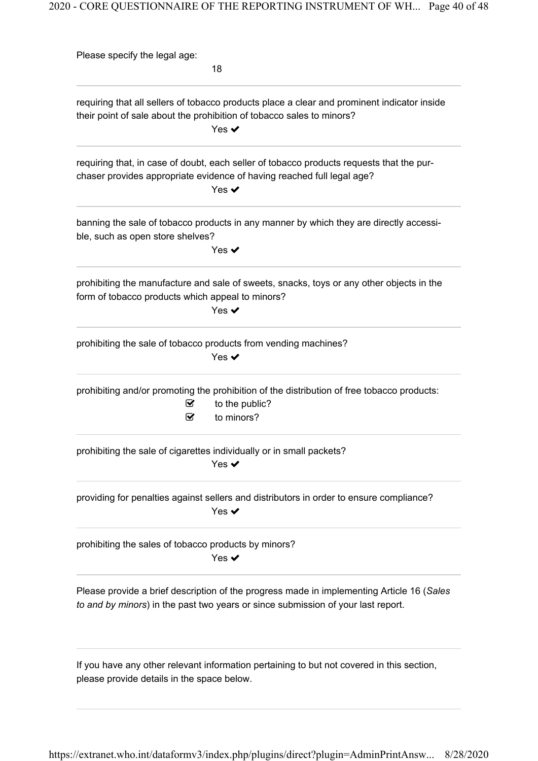Please specify the legal age:

18

---

requiring that all sellers of tobacco products place a clear and prominent indicator inside their point of sale about the prohibition of tobacco sales to minors?

Yes ✔

---

requiring that, in case of doubt, each seller of tobacco products requests that the purchaser provides appropriate evidence of having reached full legal age?

Yes ✔

---

banning the sale of tobacco products in any manner by which they are directly accessible, such as open store shelves?

Yes ✔

---

prohibiting the manufacture and sale of sweets, snacks, toys or any other objects in the form of tobacco products which appeal to minors?

Yes ✔

---

prohibiting the sale of tobacco products from vending machines?

Yes ✔

---

prohibiting and/or promoting the prohibition of the distribution of free tobacco products:

- [x] to the public?
- [x] to minors?

---

prohibiting the sale of cigarettes individually or in small packets?

Yes ✔

---

providing for penalties against sellers and distributors in order to ensure compliance?

Yes ✔

---

prohibiting the sales of tobacco products by minors?

Yes ✔

---

Please provide a brief description of the progress made in implementing Article 16 (*Sales to and by minors*) in the past two years or since submission of your last report.

---

If you have any other relevant information pertaining to but not covered in this section, please provide details in the space below.

---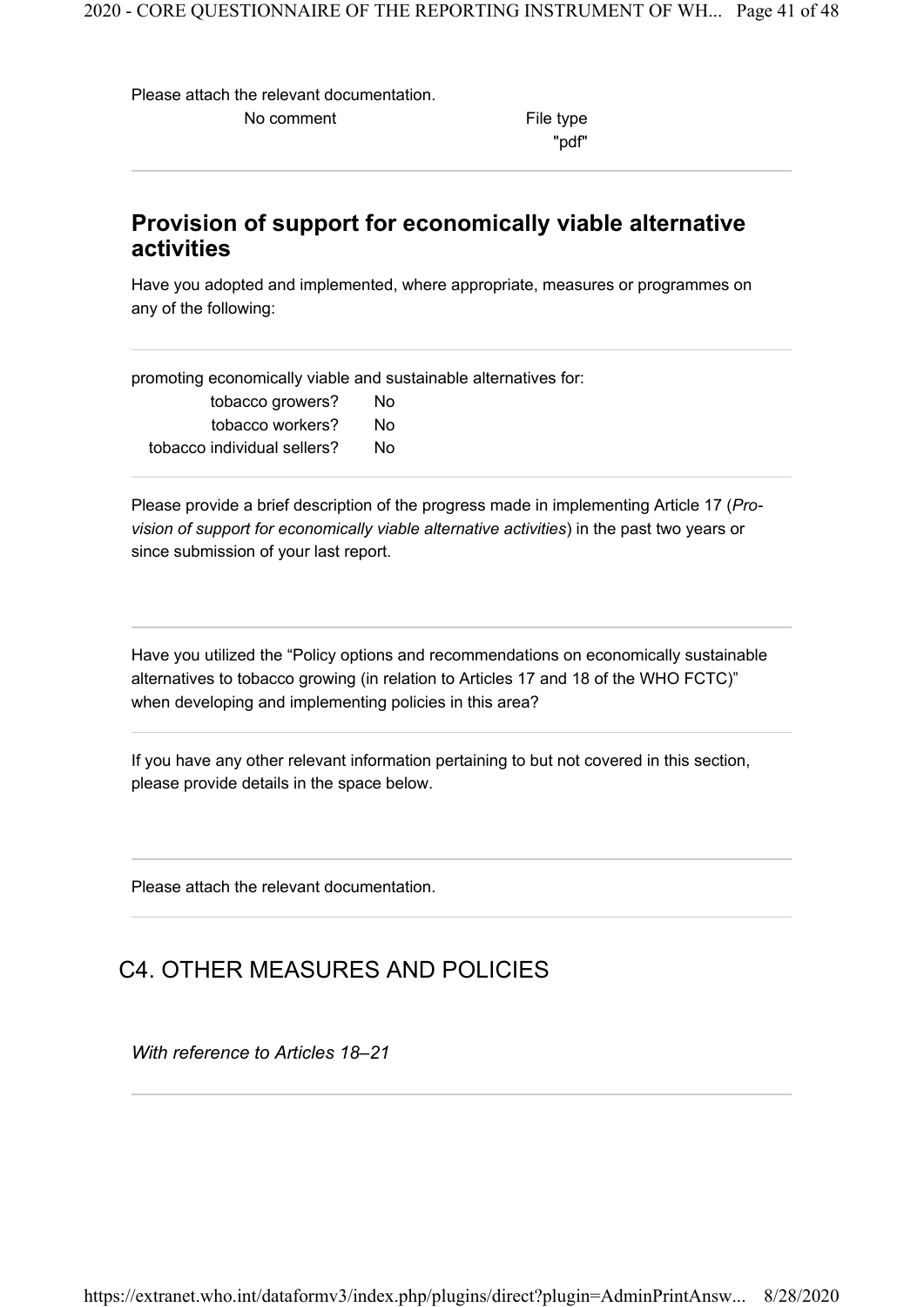Please attach the relevant documentation.

| No comment | File type "pdf" |
|---|---|

## Provision of support for economically viable alternative activities

Have you adopted and implemented, where appropriate, measures or programmes on any of the following:

promoting economically viable and sustainable alternatives for:

| | |
|---|---|
| tobacco growers? | No |
| tobacco workers? | No |
| tobacco individual sellers? | No |

Please provide a brief description of the progress made in implementing Article 17 (*Provision of support for economically viable alternative activities*) in the past two years or since submission of your last report.

Have you utilized the "Policy options and recommendations on economically sustainable alternatives to tobacco growing (in relation to Articles 17 and 18 of the WHO FCTC)" when developing and implementing policies in this area?

If you have any other relevant information pertaining to but not covered in this section, please provide details in the space below.

Please attach the relevant documentation.

## C4. OTHER MEASURES AND POLICIES

*With reference to Articles 18–21*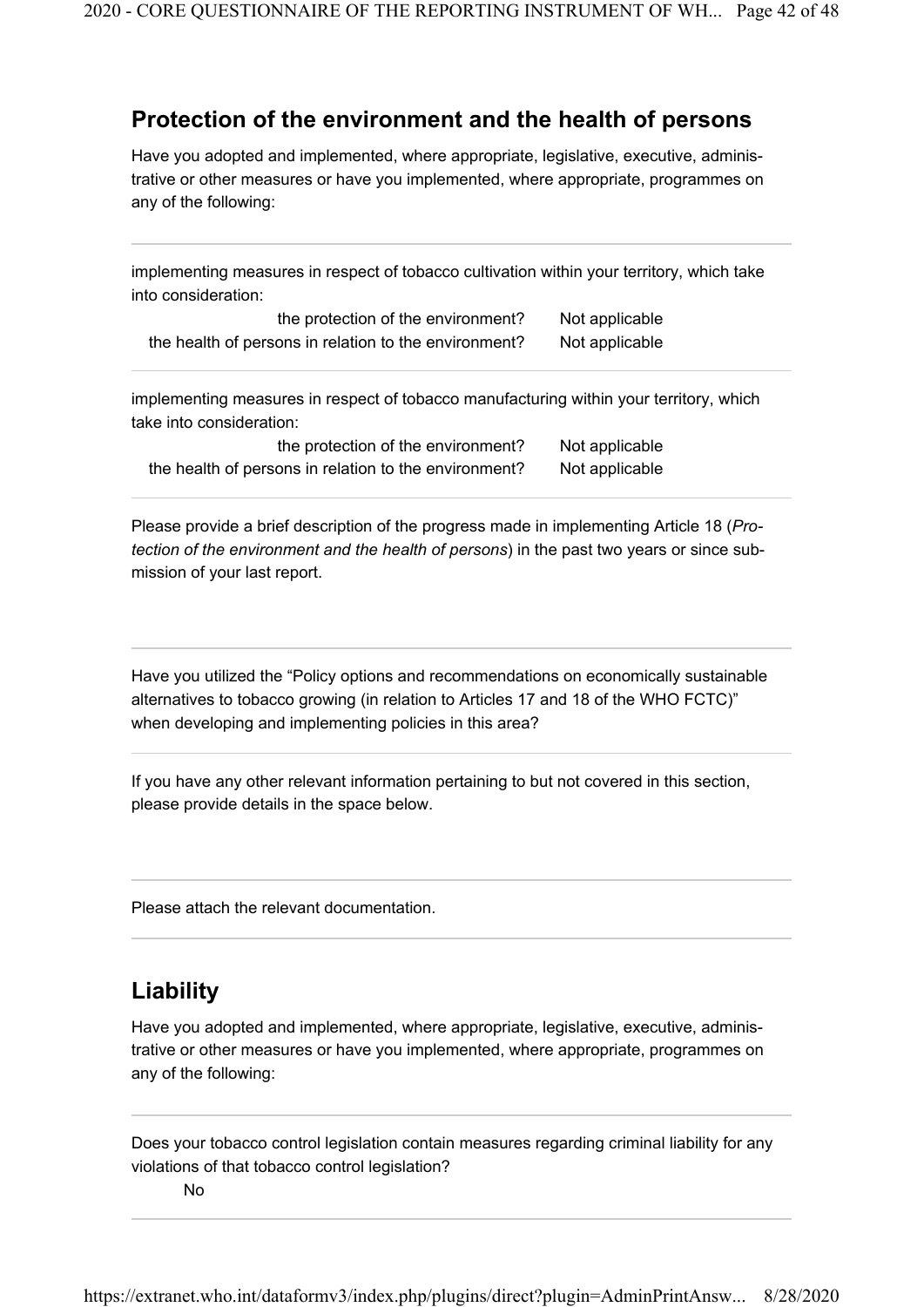## Protection of the environment and the health of persons

Have you adopted and implemented, where appropriate, legislative, executive, administrative or other measures or have you implemented, where appropriate, programmes on any of the following:

implementing measures in respect of tobacco cultivation within your territory, which take into consideration:

| | |
|---|---|
| the protection of the environment? | Not applicable |
| the health of persons in relation to the environment? | Not applicable |

implementing measures in respect of tobacco manufacturing within your territory, which take into consideration:

| | |
|---|---|
| the protection of the environment? | Not applicable |
| the health of persons in relation to the environment? | Not applicable |

Please provide a brief description of the progress made in implementing Article 18 (*Protection of the environment and the health of persons*) in the past two years or since submission of your last report.

Have you utilized the "Policy options and recommendations on economically sustainable alternatives to tobacco growing (in relation to Articles 17 and 18 of the WHO FCTC)" when developing and implementing policies in this area?

If you have any other relevant information pertaining to but not covered in this section, please provide details in the space below.

Please attach the relevant documentation.

## Liability

Have you adopted and implemented, where appropriate, legislative, executive, administrative or other measures or have you implemented, where appropriate, programmes on any of the following:

Does your tobacco control legislation contain measures regarding criminal liability for any violations of that tobacco control legislation?

No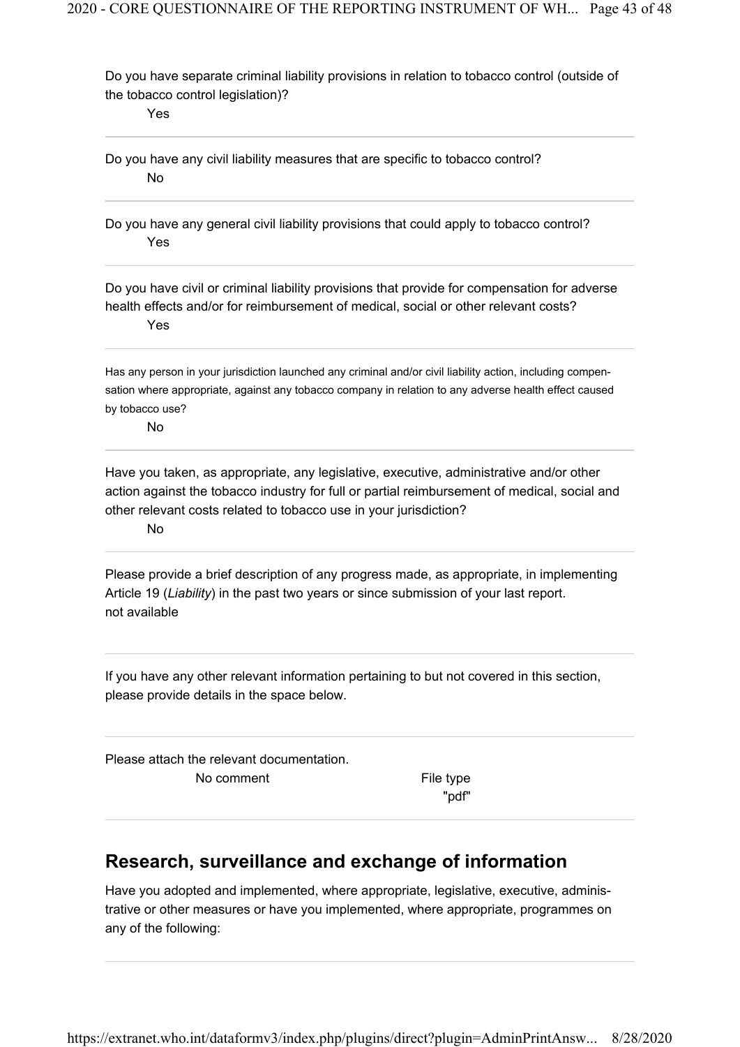Do you have separate criminal liability provisions in relation to tobacco control (outside of the tobacco control legislation)?

Yes

---

Do you have any civil liability measures that are specific to tobacco control?

No

---

Do you have any general civil liability provisions that could apply to tobacco control?

Yes

---

Do you have civil or criminal liability provisions that provide for compensation for adverse health effects and/or for reimbursement of medical, social or other relevant costs?

Yes

---

Has any person in your jurisdiction launched any criminal and/or civil liability action, including compensation where appropriate, against any tobacco company in relation to any adverse health effect caused by tobacco use?

No

---

Have you taken, as appropriate, any legislative, executive, administrative and/or other action against the tobacco industry for full or partial reimbursement of medical, social and other relevant costs related to tobacco use in your jurisdiction?

No

---

Please provide a brief description of any progress made, as appropriate, in implementing Article 19 (*Liability*) in the past two years or since submission of your last report.

not available

---

If you have any other relevant information pertaining to but not covered in this section, please provide details in the space below.

---

Please attach the relevant documentation.

| | |
|---|---|
| No comment | File type "pdf" |

---

## Research, surveillance and exchange of information

Have you adopted and implemented, where appropriate, legislative, executive, administrative or other measures or have you implemented, where appropriate, programmes on any of the following: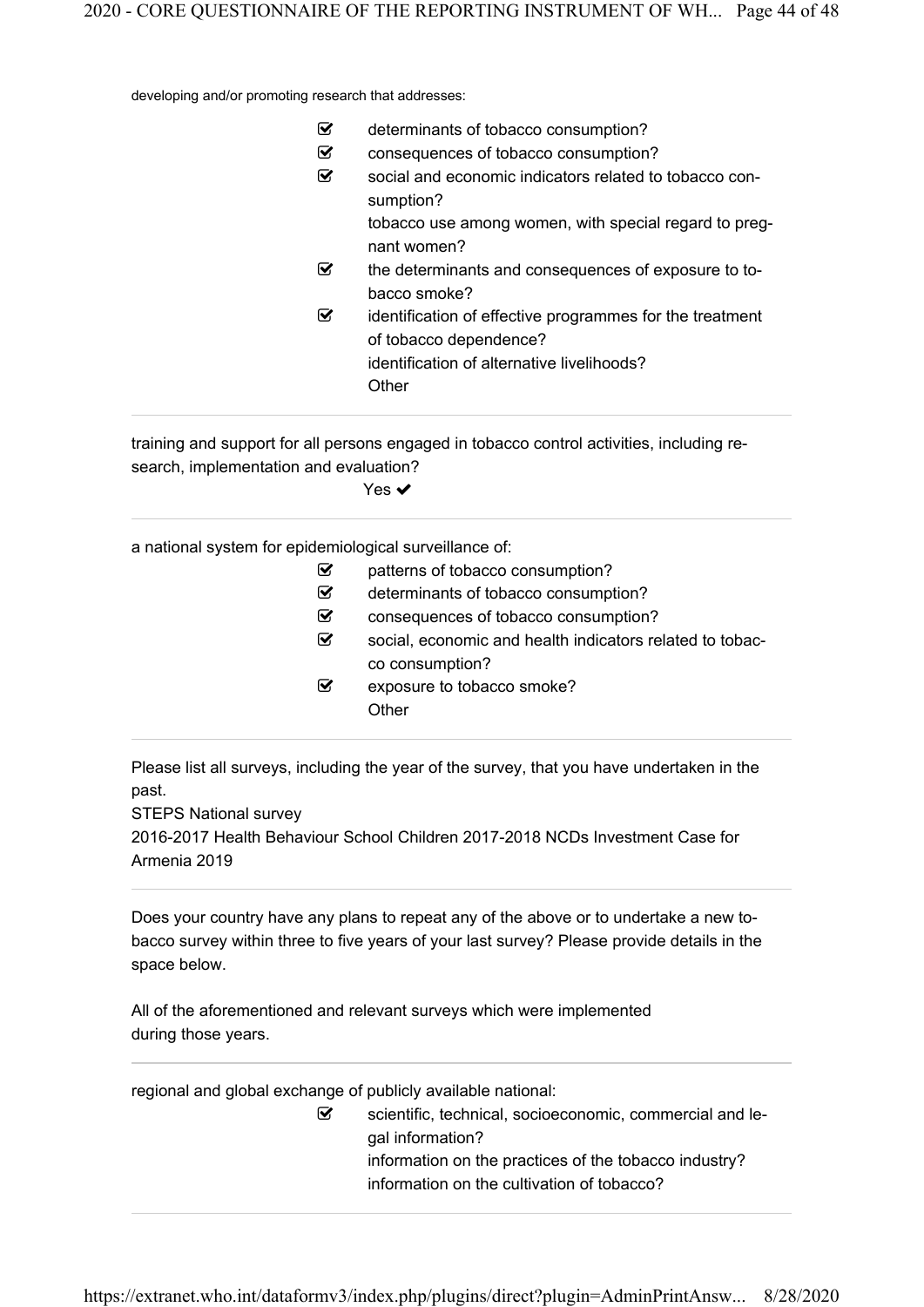developing and/or promoting research that addresses:

- ☑ determinants of tobacco consumption?
- ☑ consequences of tobacco consumption?
- ☑ social and economic indicators related to tobacco consumption?
- tobacco use among women, with special regard to pregnant women?
- ☑ the determinants and consequences of exposure to tobacco smoke?
- ☑ identification of effective programmes for the treatment of tobacco dependence?
- identification of alternative livelihoods?
- Other

---

training and support for all persons engaged in tobacco control activities, including research, implementation and evaluation?

Yes ✔

---

a national system for epidemiological surveillance of:

- ☑ patterns of tobacco consumption?
- ☑ determinants of tobacco consumption?
- ☑ consequences of tobacco consumption?
- ☑ social, economic and health indicators related to tobacco consumption?
- ☑ exposure to tobacco smoke?
- Other

---

Please list all surveys, including the year of the survey, that you have undertaken in the past.

STEPS National survey
2016-2017 Health Behaviour School Children 2017-2018 NCDs Investment Case for Armenia 2019

---

Does your country have any plans to repeat any of the above or to undertake a new tobacco survey within three to five years of your last survey? Please provide details in the space below.

All of the aforementioned and relevant surveys which were implemented during those years.

---

regional and global exchange of publicly available national:

- ☑ scientific, technical, socioeconomic, commercial and legal information?
- information on the practices of the tobacco industry?
- information on the cultivation of tobacco?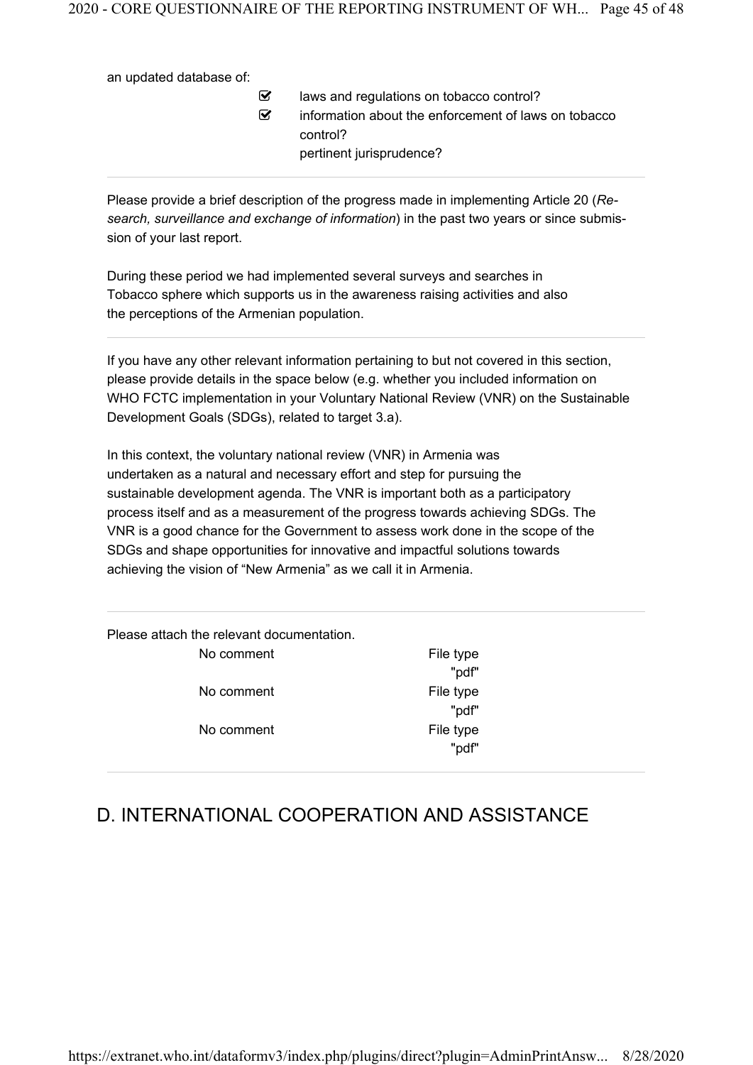an updated database of:

- [x] laws and regulations on tobacco control?
- [x] information about the enforcement of laws on tobacco control?
- [ ] pertinent jurisprudence?

---

Please provide a brief description of the progress made in implementing Article 20 (*Research, surveillance and exchange of information*) in the past two years or since submission of your last report.

During these period we had implemented several surveys and searches in Tobacco sphere which supports us in the awareness raising activities and also the perceptions of the Armenian population.

---

If you have any other relevant information pertaining to but not covered in this section, please provide details in the space below (e.g. whether you included information on WHO FCTC implementation in your Voluntary National Review (VNR) on the Sustainable Development Goals (SDGs), related to target 3.a).

In this context, the voluntary national review (VNR) in Armenia was undertaken as a natural and necessary effort and step for pursuing the sustainable development agenda. The VNR is important both as a participatory process itself and as a measurement of the progress towards achieving SDGs. The VNR is a good chance for the Government to assess work done in the scope of the SDGs and shape opportunities for innovative and impactful solutions towards achieving the vision of "New Armenia" as we call it in Armenia.

---

Please attach the relevant documentation.

| | |
|---|---|
| No comment | File type "pdf" |
| No comment | File type "pdf" |
| No comment | File type "pdf" |

---

# D. INTERNATIONAL COOPERATION AND ASSISTANCE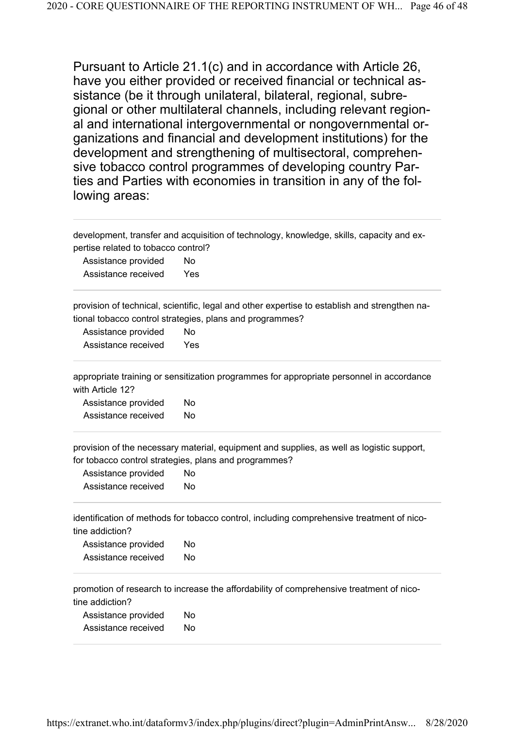Pursuant to Article 21.1(c) and in accordance with Article 26, have you either provided or received financial or technical assistance (be it through unilateral, bilateral, regional, subregional or other multilateral channels, including relevant regional and international intergovernmental or nongovernmental organizations and financial and development institutions) for the development and strengthening of multisectoral, comprehensive tobacco control programmes of developing country Parties and Parties with economies in transition in any of the following areas:

---

development, transfer and acquisition of technology, knowledge, skills, capacity and expertise related to tobacco control?

| | |
|---|---|
| Assistance provided | No |
| Assistance received | Yes |

---

provision of technical, scientific, legal and other expertise to establish and strengthen national tobacco control strategies, plans and programmes?

| | |
|---|---|
| Assistance provided | No |
| Assistance received | Yes |

---

appropriate training or sensitization programmes for appropriate personnel in accordance with Article 12?

| | |
|---|---|
| Assistance provided | No |
| Assistance received | No |

---

provision of the necessary material, equipment and supplies, as well as logistic support, for tobacco control strategies, plans and programmes?

| | |
|---|---|
| Assistance provided | No |
| Assistance received | No |

---

identification of methods for tobacco control, including comprehensive treatment of nicotine addiction?

| | |
|---|---|
| Assistance provided | No |
| Assistance received | No |

---

promotion of research to increase the affordability of comprehensive treatment of nicotine addiction?

| | |
|---|---|
| Assistance provided | No |
| Assistance received | No |

---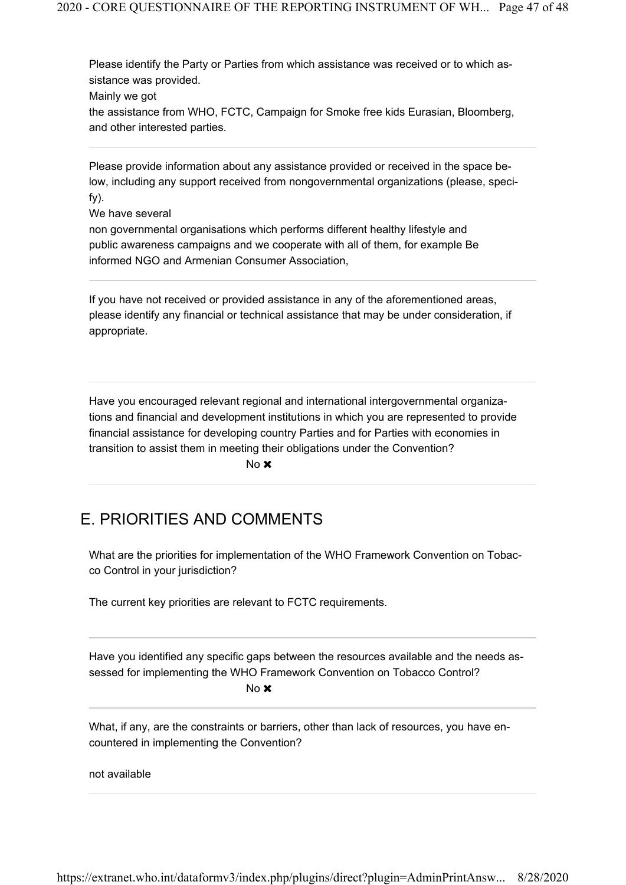Please identify the Party or Parties from which assistance was received or to which assistance was provided.

Mainly we got

the assistance from WHO, FCTC, Campaign for Smoke free kids Eurasian, Bloomberg, and other interested parties.

---

Please provide information about any assistance provided or received in the space below, including any support received from nongovernmental organizations (please, specify).

We have several

non governmental organisations which performs different healthy lifestyle and public awareness campaigns and we cooperate with all of them, for example Be informed NGO and Armenian Consumer Association,

---

If you have not received or provided assistance in any of the aforementioned areas, please identify any financial or technical assistance that may be under consideration, if appropriate.

---

Have you encouraged relevant regional and international intergovernmental organizations and financial and development institutions in which you are represented to provide financial assistance for developing country Parties and for Parties with economies in transition to assist them in meeting their obligations under the Convention?

No ✖

---

## E. PRIORITIES AND COMMENTS

What are the priorities for implementation of the WHO Framework Convention on Tobacco Control in your jurisdiction?

The current key priorities are relevant to FCTC requirements.

---

Have you identified any specific gaps between the resources available and the needs assessed for implementing the WHO Framework Convention on Tobacco Control?

No ✖

---

What, if any, are the constraints or barriers, other than lack of resources, you have encountered in implementing the Convention?

not available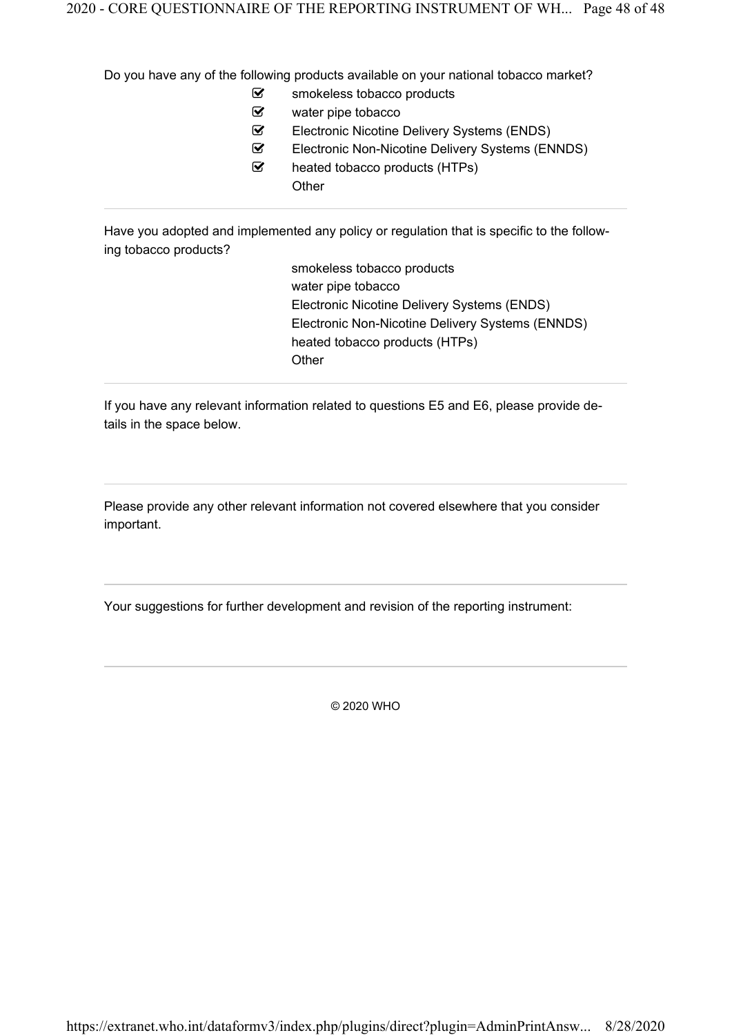Do you have any of the following products available on your national tobacco market?

- [x] smokeless tobacco products
- [x] water pipe tobacco
- [x] Electronic Nicotine Delivery Systems (ENDS)
- [x] Electronic Non-Nicotine Delivery Systems (ENNDS)
- [x] heated tobacco products (HTPs)
- [ ] Other

---

Have you adopted and implemented any policy or regulation that is specific to the following tobacco products?

- [ ] smokeless tobacco products
- [ ] water pipe tobacco
- [ ] Electronic Nicotine Delivery Systems (ENDS)
- [ ] Electronic Non-Nicotine Delivery Systems (ENNDS)
- [ ] heated tobacco products (HTPs)
- [ ] Other

---

If you have any relevant information related to questions E5 and E6, please provide details in the space below.

---

Please provide any other relevant information not covered elsewhere that you consider important.

---

Your suggestions for further development and revision of the reporting instrument:

---

© 2020 WHO